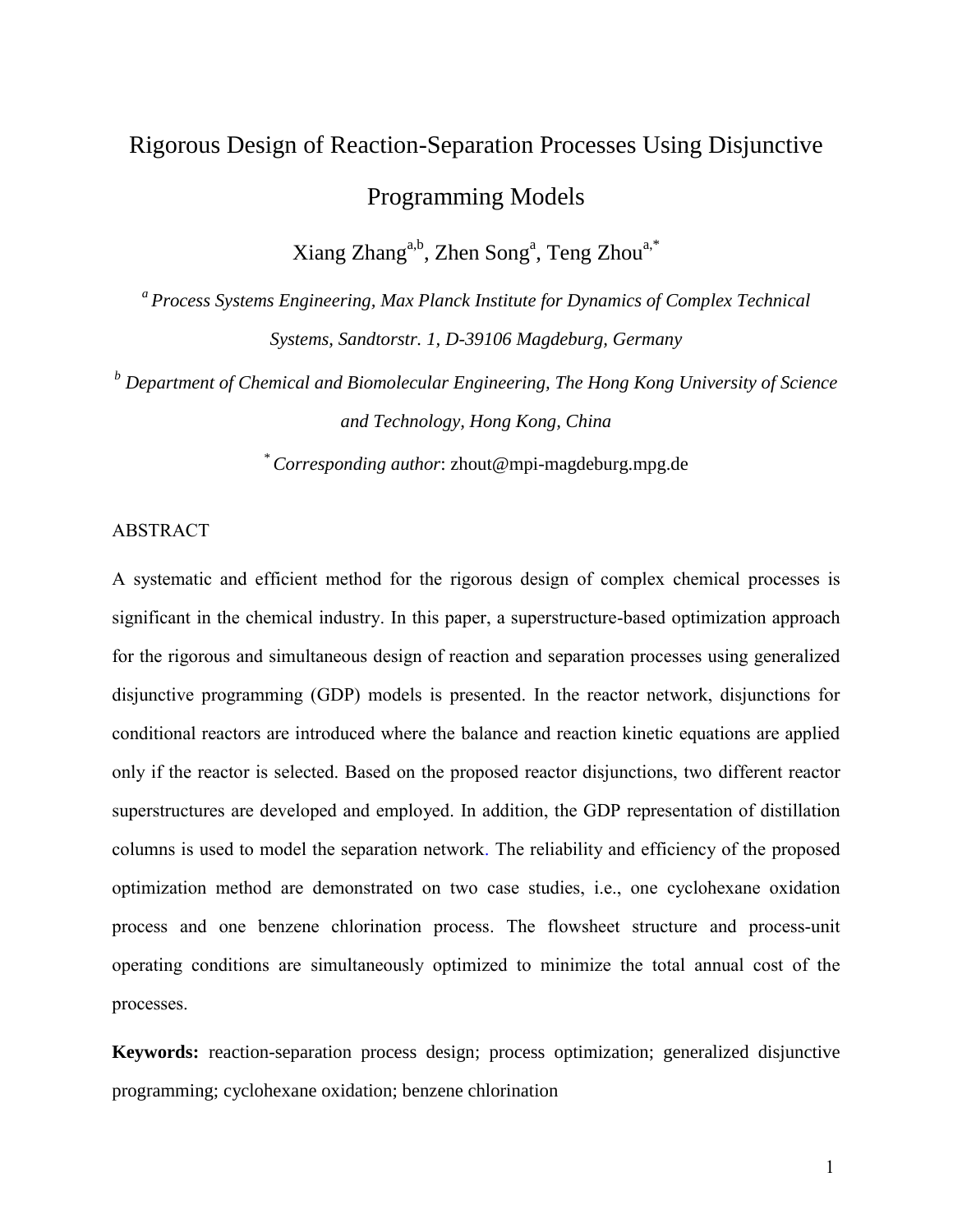# Rigorous Design of Reaction-Separation Processes Using Disjunctive Programming Models

Xiang Zhang[a,b], Zhen Song[a], Teng Zhou[a,*]

[a] *Process Systems Engineering, Max Planck Institute for Dynamics of Complex Technical Systems, Sandtorstr. 1, D-39106 Magdeburg, Germany*

[b] *Department of Chemical and Biomolecular Engineering, The Hong Kong University of Science and Technology, Hong Kong, China*

[*] *Corresponding author*: zhout@mpi-magdeburg.mpg.de

## ABSTRACT

A systematic and efficient method for the rigorous design of complex chemical processes is significant in the chemical industry. In this paper, a superstructure-based optimization approach for the rigorous and simultaneous design of reaction and separation processes using generalized disjunctive programming (GDP) models is presented. In the reactor network, disjunctions for conditional reactors are introduced where the balance and reaction kinetic equations are applied only if the reactor is selected. Based on the proposed reactor disjunctions, two different reactor superstructures are developed and employed. In addition, the GDP representation of distillation columns is used to model the separation network. The reliability and efficiency of the proposed optimization method are demonstrated on two case studies, i.e., one cyclohexane oxidation process and one benzene chlorination process. The flowsheet structure and process-unit operating conditions are simultaneously optimized to minimize the total annual cost of the processes.

**Keywords:** reaction-separation process design; process optimization; generalized disjunctive programming; cyclohexane oxidation; benzene chlorination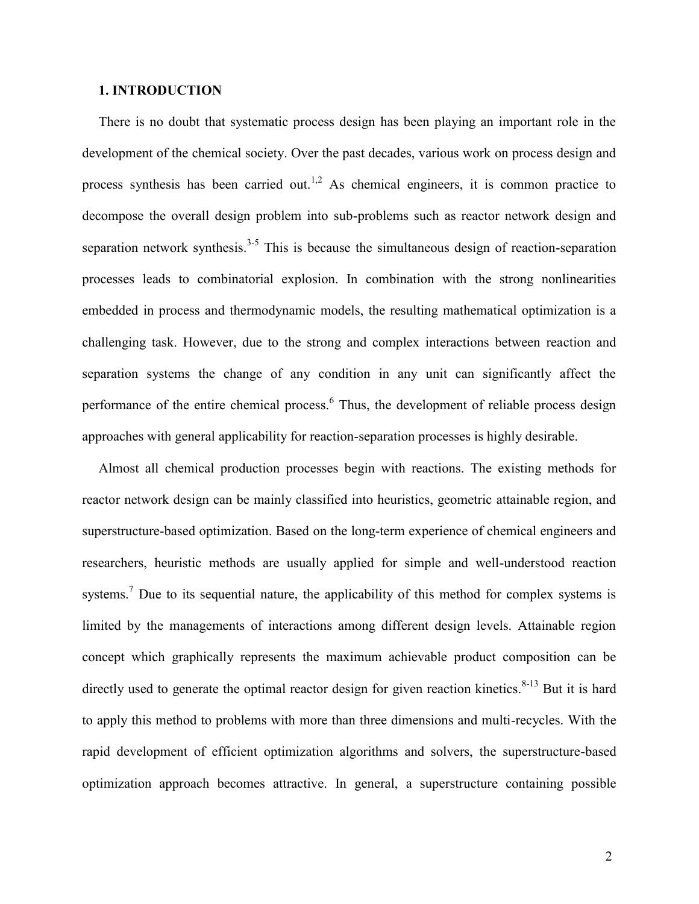## 1. INTRODUCTION

There is no doubt that systematic process design has been playing an important role in the development of the chemical society. Over the past decades, various work on process design and process synthesis has been carried out.[1,2] As chemical engineers, it is common practice to decompose the overall design problem into sub-problems such as reactor network design and separation network synthesis.[3-5] This is because the simultaneous design of reaction-separation processes leads to combinatorial explosion. In combination with the strong nonlinearities embedded in process and thermodynamic models, the resulting mathematical optimization is a challenging task. However, due to the strong and complex interactions between reaction and separation systems the change of any condition in any unit can significantly affect the performance of the entire chemical process.[6] Thus, the development of reliable process design approaches with general applicability for reaction-separation processes is highly desirable.

Almost all chemical production processes begin with reactions. The existing methods for reactor network design can be mainly classified into heuristics, geometric attainable region, and superstructure-based optimization. Based on the long-term experience of chemical engineers and researchers, heuristic methods are usually applied for simple and well-understood reaction systems.[7] Due to its sequential nature, the applicability of this method for complex systems is limited by the managements of interactions among different design levels. Attainable region concept which graphically represents the maximum achievable product composition can be directly used to generate the optimal reactor design for given reaction kinetics.[8-13] But it is hard to apply this method to problems with more than three dimensions and multi-recycles. With the rapid development of efficient optimization algorithms and solvers, the superstructure-based optimization approach becomes attractive. In general, a superstructure containing possible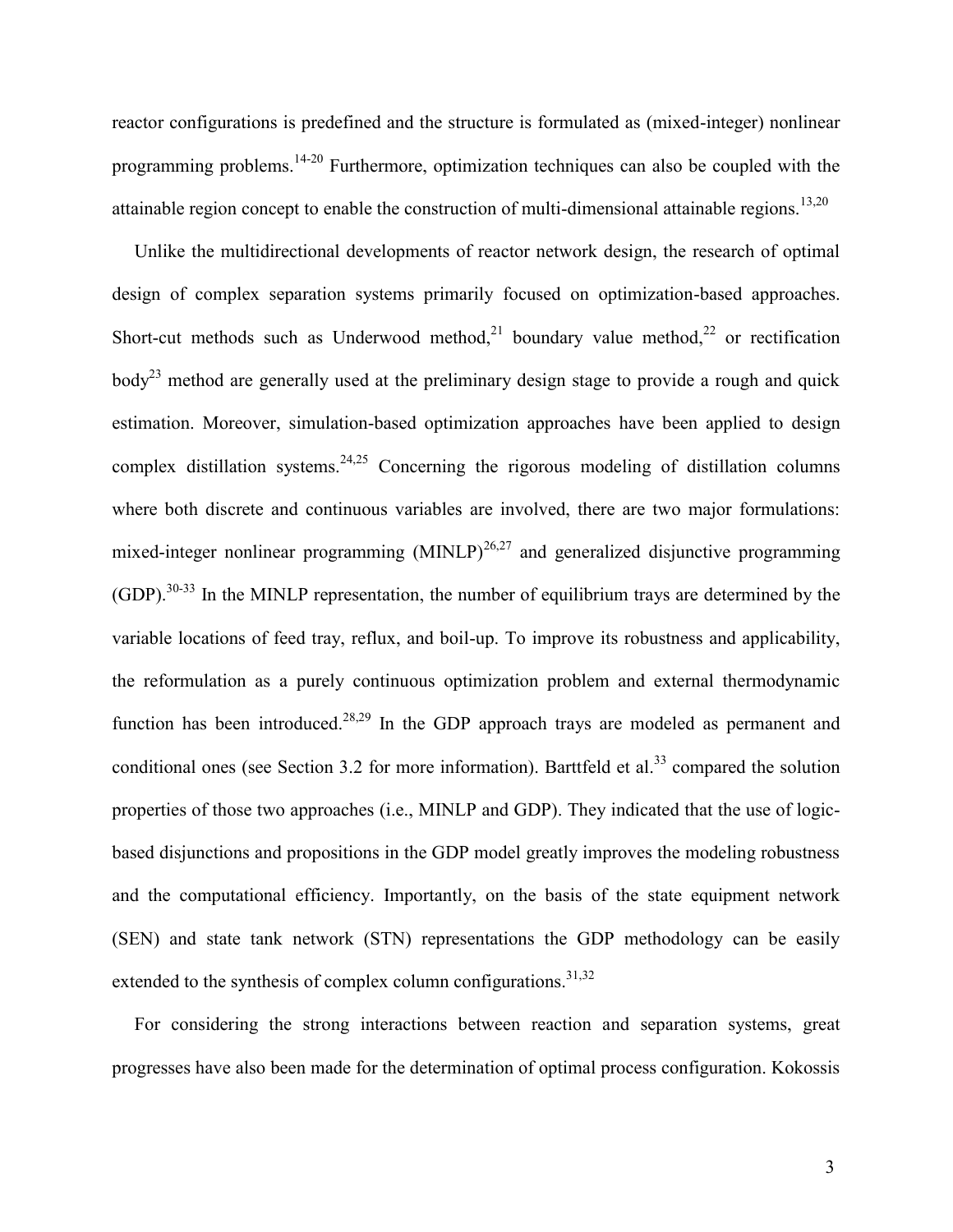reactor configurations is predefined and the structure is formulated as (mixed-integer) nonlinear programming problems.[14-20] Furthermore, optimization techniques can also be coupled with the attainable region concept to enable the construction of multi-dimensional attainable regions.[13,20]

Unlike the multidirectional developments of reactor network design, the research of optimal design of complex separation systems primarily focused on optimization-based approaches. Short-cut methods such as Underwood method,[21] boundary value method,[22] or rectification body[23] method are generally used at the preliminary design stage to provide a rough and quick estimation. Moreover, simulation-based optimization approaches have been applied to design complex distillation systems.[24,25] Concerning the rigorous modeling of distillation columns where both discrete and continuous variables are involved, there are two major formulations: mixed-integer nonlinear programming (MINLP)[26,27] and generalized disjunctive programming (GDP).[30-33] In the MINLP representation, the number of equilibrium trays are determined by the variable locations of feed tray, reflux, and boil-up. To improve its robustness and applicability, the reformulation as a purely continuous optimization problem and external thermodynamic function has been introduced.[28,29] In the GDP approach trays are modeled as permanent and conditional ones (see Section 3.2 for more information). Barttfeld et al.[33] compared the solution properties of those two approaches (i.e., MINLP and GDP). They indicated that the use of logic-based disjunctions and propositions in the GDP model greatly improves the modeling robustness and the computational efficiency. Importantly, on the basis of the state equipment network (SEN) and state tank network (STN) representations the GDP methodology can be easily extended to the synthesis of complex column configurations.[31,32]

For considering the strong interactions between reaction and separation systems, great progresses have also been made for the determination of optimal process configuration. Kokossis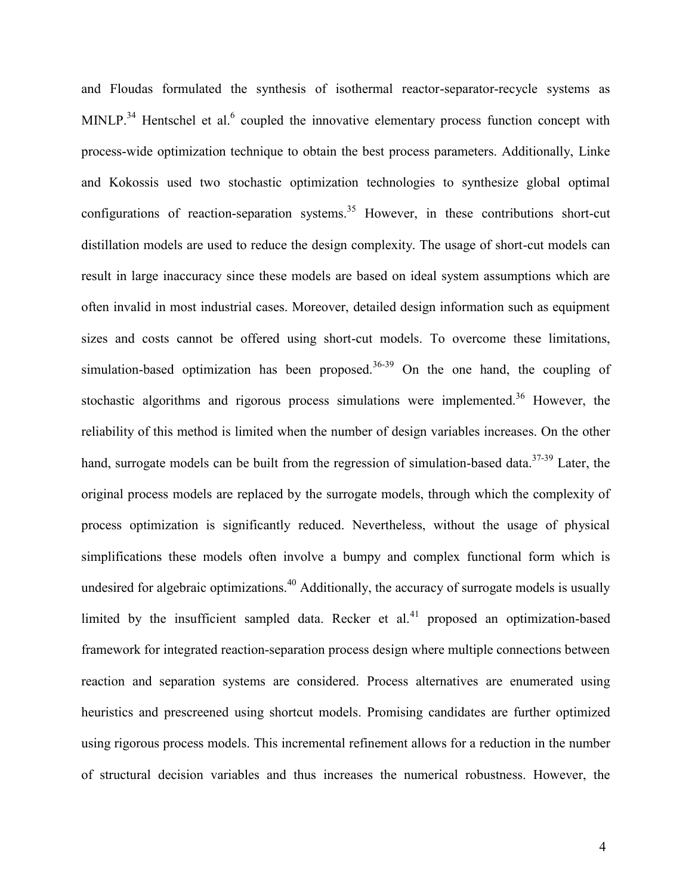and Floudas formulated the synthesis of isothermal reactor-separator-recycle systems as MINLP.[34] Hentschel et al.[6] coupled the innovative elementary process function concept with process-wide optimization technique to obtain the best process parameters. Additionally, Linke and Kokossis used two stochastic optimization technologies to synthesize global optimal configurations of reaction-separation systems.[35] However, in these contributions short-cut distillation models are used to reduce the design complexity. The usage of short-cut models can result in large inaccuracy since these models are based on ideal system assumptions which are often invalid in most industrial cases. Moreover, detailed design information such as equipment sizes and costs cannot be offered using short-cut models. To overcome these limitations, simulation-based optimization has been proposed.[36-39] On the one hand, the coupling of stochastic algorithms and rigorous process simulations were implemented.[36] However, the reliability of this method is limited when the number of design variables increases. On the other hand, surrogate models can be built from the regression of simulation-based data.[37-39] Later, the original process models are replaced by the surrogate models, through which the complexity of process optimization is significantly reduced. Nevertheless, without the usage of physical simplifications these models often involve a bumpy and complex functional form which is undesired for algebraic optimizations.[40] Additionally, the accuracy of surrogate models is usually limited by the insufficient sampled data. Recker et al.[41] proposed an optimization-based framework for integrated reaction-separation process design where multiple connections between reaction and separation systems are considered. Process alternatives are enumerated using heuristics and prescreened using shortcut models. Promising candidates are further optimized using rigorous process models. This incremental refinement allows for a reduction in the number of structural decision variables and thus increases the numerical robustness. However, the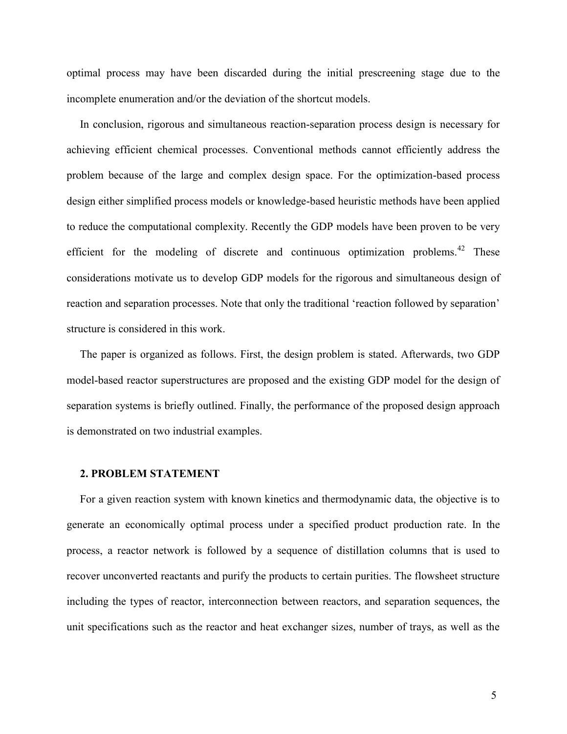optimal process may have been discarded during the initial prescreening stage due to the incomplete enumeration and/or the deviation of the shortcut models.

In conclusion, rigorous and simultaneous reaction-separation process design is necessary for achieving efficient chemical processes. Conventional methods cannot efficiently address the problem because of the large and complex design space. For the optimization-based process design either simplified process models or knowledge-based heuristic methods have been applied to reduce the computational complexity. Recently the GDP models have been proven to be very efficient for the modeling of discrete and continuous optimization problems.[42] These considerations motivate us to develop GDP models for the rigorous and simultaneous design of reaction and separation processes. Note that only the traditional 'reaction followed by separation' structure is considered in this work.

The paper is organized as follows. First, the design problem is stated. Afterwards, two GDP model-based reactor superstructures are proposed and the existing GDP model for the design of separation systems is briefly outlined. Finally, the performance of the proposed design approach is demonstrated on two industrial examples.

## 2. PROBLEM STATEMENT

For a given reaction system with known kinetics and thermodynamic data, the objective is to generate an economically optimal process under a specified product production rate. In the process, a reactor network is followed by a sequence of distillation columns that is used to recover unconverted reactants and purify the products to certain purities. The flowsheet structure including the types of reactor, interconnection between reactors, and separation sequences, the unit specifications such as the reactor and heat exchanger sizes, number of trays, as well as the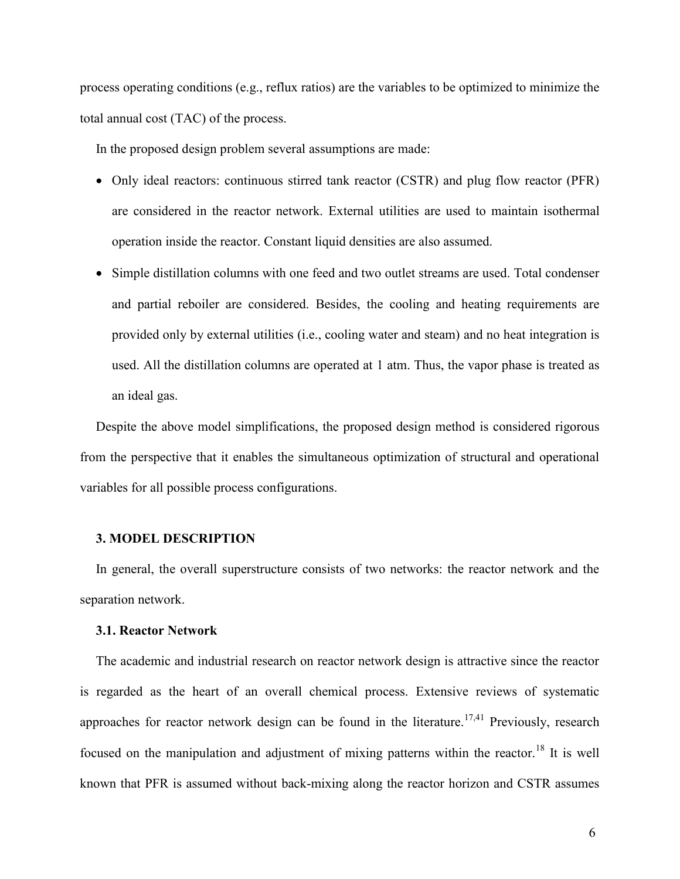process operating conditions (e.g., reflux ratios) are the variables to be optimized to minimize the total annual cost (TAC) of the process.

In the proposed design problem several assumptions are made:

- Only ideal reactors: continuous stirred tank reactor (CSTR) and plug flow reactor (PFR) are considered in the reactor network. External utilities are used to maintain isothermal operation inside the reactor. Constant liquid densities are also assumed.
- Simple distillation columns with one feed and two outlet streams are used. Total condenser and partial reboiler are considered. Besides, the cooling and heating requirements are provided only by external utilities (i.e., cooling water and steam) and no heat integration is used. All the distillation columns are operated at 1 atm. Thus, the vapor phase is treated as an ideal gas.

Despite the above model simplifications, the proposed design method is considered rigorous from the perspective that it enables the simultaneous optimization of structural and operational variables for all possible process configurations.

## 3. MODEL DESCRIPTION

In general, the overall superstructure consists of two networks: the reactor network and the separation network.

### 3.1. Reactor Network

The academic and industrial research on reactor network design is attractive since the reactor is regarded as the heart of an overall chemical process. Extensive reviews of systematic approaches for reactor network design can be found in the literature.[17,41] Previously, research focused on the manipulation and adjustment of mixing patterns within the reactor.[18] It is well known that PFR is assumed without back-mixing along the reactor horizon and CSTR assumes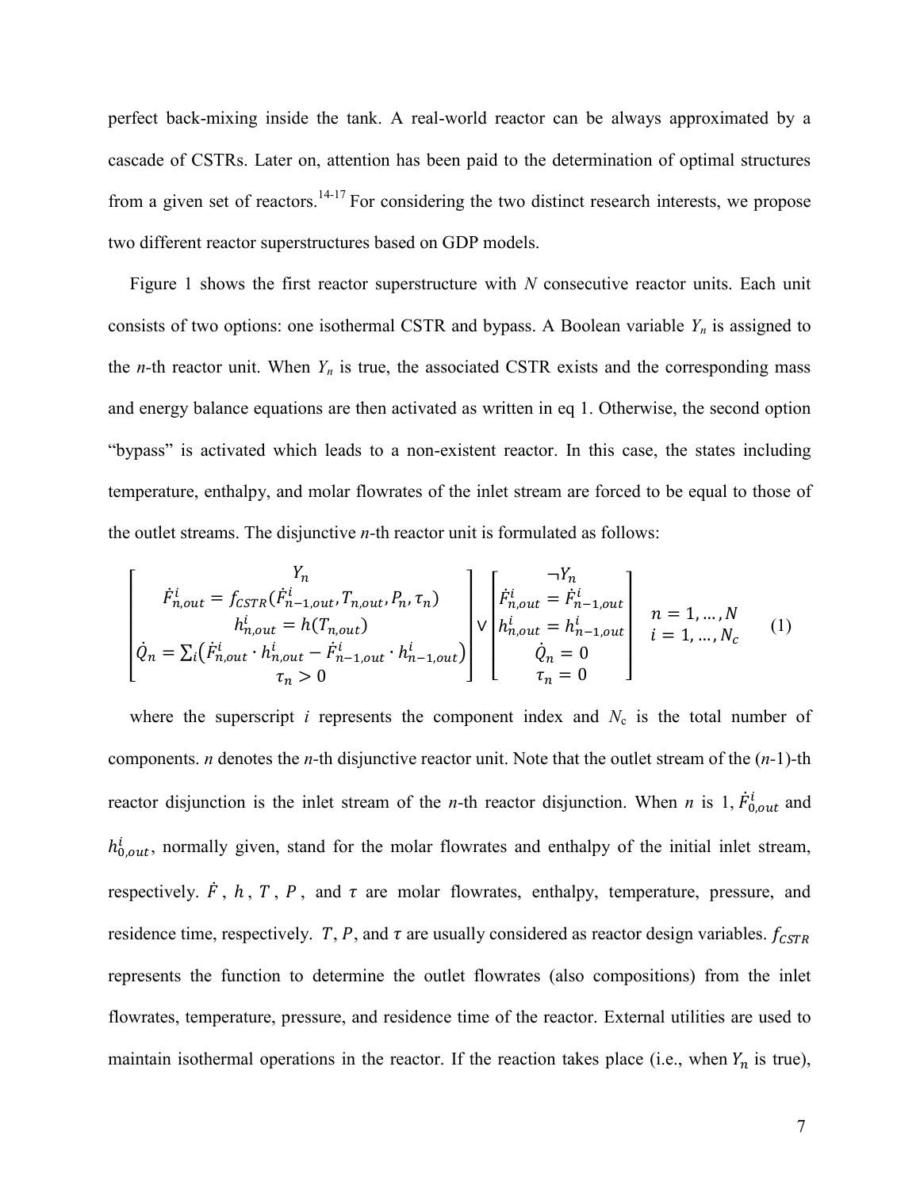perfect back-mixing inside the tank. A real-world reactor can be always approximated by a cascade of CSTRs. Later on, attention has been paid to the determination of optimal structures from a given set of reactors.[14-17] For considering the two distinct research interests, we propose two different reactor superstructures based on GDP models.

Figure 1 shows the first reactor superstructure with *N* consecutive reactor units. Each unit consists of two options: one isothermal CSTR and bypass. A Boolean variable $Y_n$ is assigned to the *n*-th reactor unit. When $Y_n$ is true, the associated CSTR exists and the corresponding mass and energy balance equations are then activated as written in eq 1. Otherwise, the second option "bypass" is activated which leads to a non-existent reactor. In this case, the states including temperature, enthalpy, and molar flowrates of the inlet stream are forced to be equal to those of the outlet streams. The disjunctive *n*-th reactor unit is formulated as follows:

$$\begin{bmatrix} Y_n \\ \dot{F}^i_{n,out} = f_{CSTR}(\dot{F}^i_{n-1,out}, T_{n,out}, P_n, \tau_n) \\ h^i_{n,out} = h(T_{n,out}) \\ \dot{Q}_n = \sum_i \left( \dot{F}^i_{n,out} \cdot h^i_{n,out} - \dot{F}^i_{n-1,out} \cdot h^i_{n-1,out} \right) \\ \tau_n > 0 \end{bmatrix} \vee \begin{bmatrix} \neg Y_n \\ \dot{F}^i_{n,out} = \dot{F}^i_{n-1,out} \\ h^i_{n,out} = h^i_{n-1,out} \\ \dot{Q}_n = 0 \\ \tau_n = 0 \end{bmatrix} \quad \begin{matrix} n = 1, \ldots, N \\ i = 1, \ldots, N_c \end{matrix} \tag{1}$$

where the superscript *i* represents the component index and $N_c$ is the total number of components. *n* denotes the *n*-th disjunctive reactor unit. Note that the outlet stream of the (*n*-1)-th reactor disjunction is the inlet stream of the *n*-th reactor disjunction. When *n* is 1, $\dot{F}^i_{0,out}$ and $h^i_{0,out}$, normally given, stand for the molar flowrates and enthalpy of the initial inlet stream, respectively. $\dot{F}$, $h$, $T$, $P$, and $\tau$ are molar flowrates, enthalpy, temperature, pressure, and residence time, respectively. $T$, $P$, and $\tau$ are usually considered as reactor design variables. $f_{CSTR}$ represents the function to determine the outlet flowrates (also compositions) from the inlet flowrates, temperature, pressure, and residence time of the reactor. External utilities are used to maintain isothermal operations in the reactor. If the reaction takes place (i.e., when $Y_n$ is true),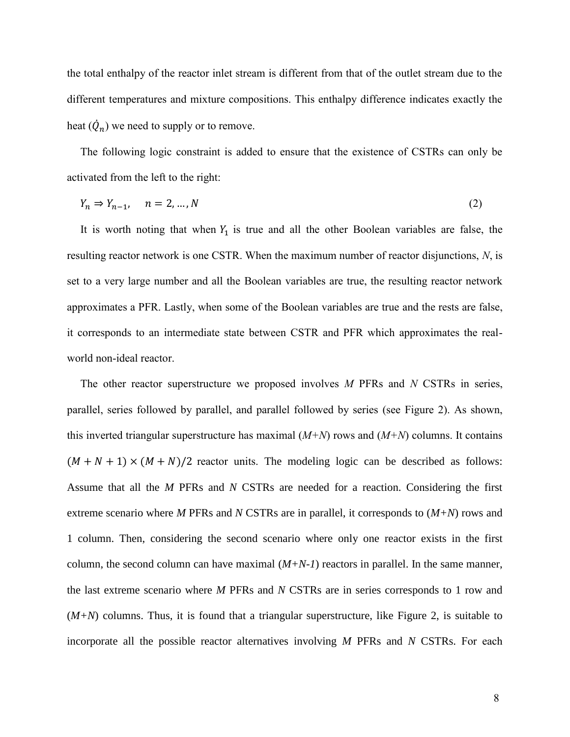the total enthalpy of the reactor inlet stream is different from that of the outlet stream due to the different temperatures and mixture compositions. This enthalpy difference indicates exactly the heat ($\dot{Q}_n$) we need to supply or to remove.

The following logic constraint is added to ensure that the existence of CSTRs can only be activated from the left to the right:

$$Y_n \Rightarrow Y_{n-1}, \quad n = 2, \dots, N \tag{2}$$

It is worth noting that when $Y_1$ is true and all the other Boolean variables are false, the resulting reactor network is one CSTR. When the maximum number of reactor disjunctions, *N*, is set to a very large number and all the Boolean variables are true, the resulting reactor network approximates a PFR. Lastly, when some of the Boolean variables are true and the rests are false, it corresponds to an intermediate state between CSTR and PFR which approximates the real-world non-ideal reactor.

The other reactor superstructure we proposed involves *M* PFRs and *N* CSTRs in series, parallel, series followed by parallel, and parallel followed by series (see Figure 2). As shown, this inverted triangular superstructure has maximal (*M+N*) rows and (*M+N*) columns. It contains $(M + N + 1) \times (M + N)/2$ reactor units. The modeling logic can be described as follows: Assume that all the *M* PFRs and *N* CSTRs are needed for a reaction. Considering the first extreme scenario where *M* PFRs and *N* CSTRs are in parallel, it corresponds to (*M+N*) rows and 1 column. Then, considering the second scenario where only one reactor exists in the first column, the second column can have maximal (*M+N-1*) reactors in parallel. In the same manner, the last extreme scenario where *M* PFRs and *N* CSTRs are in series corresponds to 1 row and (*M+N*) columns. Thus, it is found that a triangular superstructure, like Figure 2, is suitable to incorporate all the possible reactor alternatives involving *M* PFRs and *N* CSTRs. For each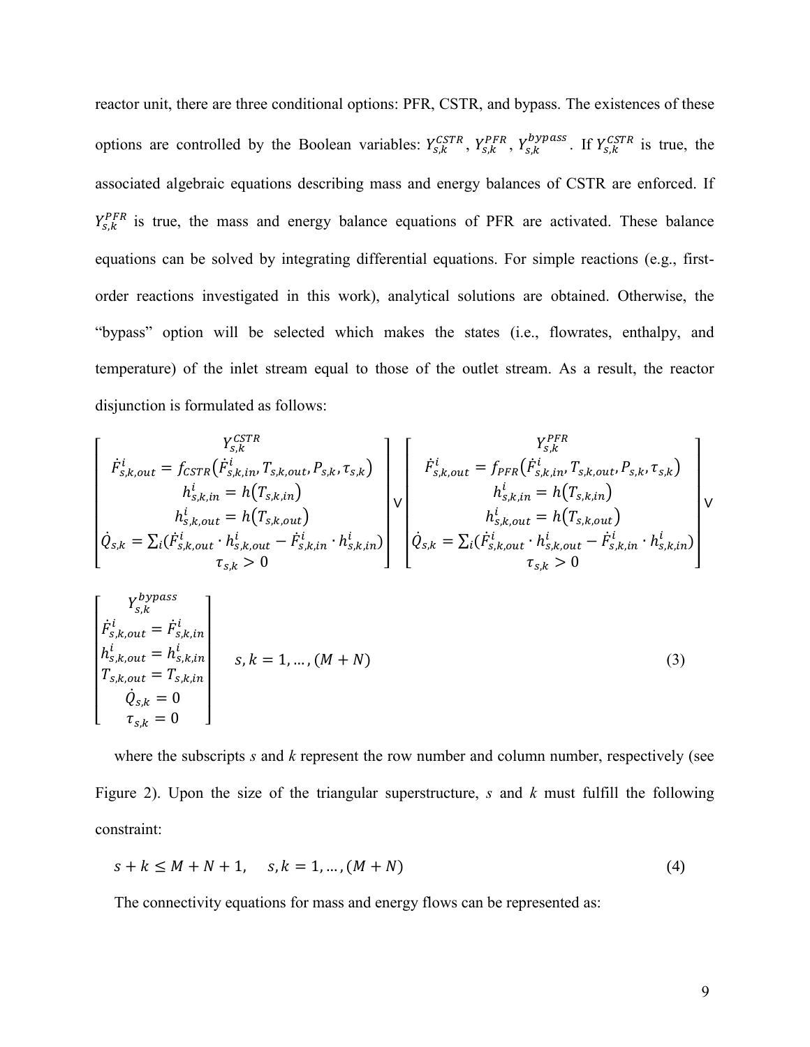reactor unit, there are three conditional options: PFR, CSTR, and bypass. The existences of these options are controlled by the Boolean variables: $Y_{s,k}^{CSTR}$, $Y_{s,k}^{PFR}$, $Y_{s,k}^{bypass}$. If $Y_{s,k}^{CSTR}$ is true, the associated algebraic equations describing mass and energy balances of CSTR are enforced. If $Y_{s,k}^{PFR}$ is true, the mass and energy balance equations of PFR are activated. These balance equations can be solved by integrating differential equations. For simple reactions (e.g., first-order reactions investigated in this work), analytical solutions are obtained. Otherwise, the "bypass" option will be selected which makes the states (i.e., flowrates, enthalpy, and temperature) of the inlet stream equal to those of the outlet stream. As a result, the reactor disjunction is formulated as follows:

$$
\begin{bmatrix}
Y_{s,k}^{CSTR} \\
\dot{F}_{s,k,out}^{i} = f_{CSTR}\left(\dot{F}_{s,k,in}^{i}, T_{s,k,out}, P_{s,k}, \tau_{s,k}\right) \\
h_{s,k,in}^{i} = h\left(T_{s,k,in}\right) \\
h_{s,k,out}^{i} = h\left(T_{s,k,out}\right) \\
\dot{Q}_{s,k} = \sum_i \left(\dot{F}_{s,k,out}^{i} \cdot h_{s,k,out}^{i} - \dot{F}_{s,k,in}^{i} \cdot h_{s,k,in}^{i}\right) \\
\tau_{s,k} > 0
\end{bmatrix}
\vee
\begin{bmatrix}
Y_{s,k}^{PFR} \\
\dot{F}_{s,k,out}^{i} = f_{PFR}\left(\dot{F}_{s,k,in}^{i}, T_{s,k,out}, P_{s,k}, \tau_{s,k}\right) \\
h_{s,k,in}^{i} = h\left(T_{s,k,in}\right) \\
h_{s,k,out}^{i} = h\left(T_{s,k,out}\right) \\
\dot{Q}_{s,k} = \sum_i \left(\dot{F}_{s,k,out}^{i} \cdot h_{s,k,out}^{i} - \dot{F}_{s,k,in}^{i} \cdot h_{s,k,in}^{i}\right) \\
\tau_{s,k} > 0
\end{bmatrix}
\vee
$$

$$
\begin{bmatrix}
Y_{s,k}^{bypass} \\
\dot{F}_{s,k,out}^{i} = \dot{F}_{s,k,in}^{i} \\
h_{s,k,out}^{i} = h_{s,k,in}^{i} \\
T_{s,k,out} = T_{s,k,in} \\
\dot{Q}_{s,k} = 0 \\
\tau_{s,k} = 0
\end{bmatrix}
\quad s, k = 1, \ldots, (M+N) \tag{3}
$$

where the subscripts *s* and *k* represent the row number and column number, respectively (see Figure 2). Upon the size of the triangular superstructure, *s* and *k* must fulfill the following constraint:

$$
s + k \leq M + N + 1, \quad s, k = 1, \ldots, (M+N) \tag{4}
$$

The connectivity equations for mass and energy flows can be represented as: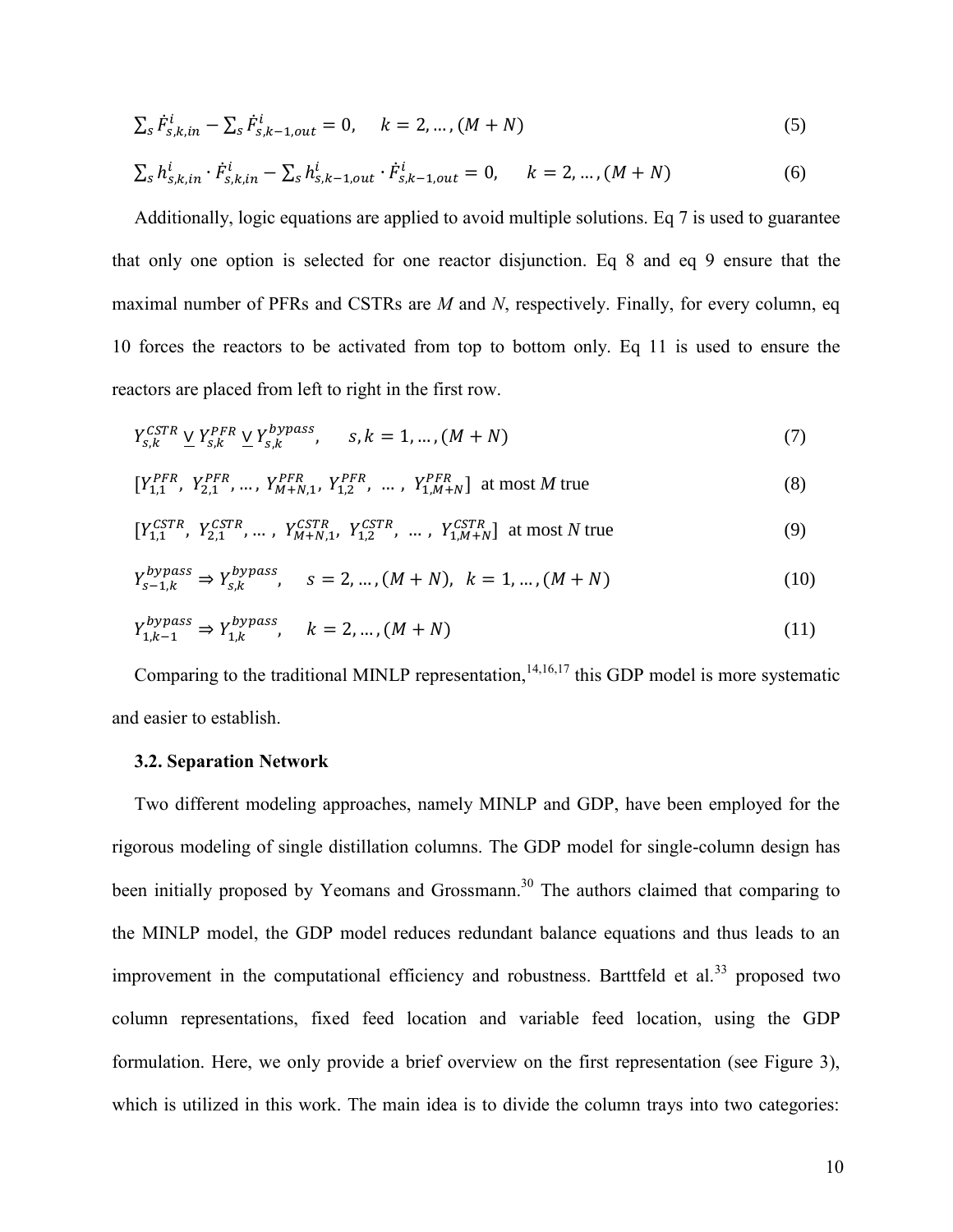$$\sum_s \dot{F}^i_{s,k,in} - \sum_s \dot{F}^i_{s,k-1,out} = 0, \quad k = 2, \ldots, (M+N) \tag{5}$$

$$\sum_s h^i_{s,k,in} \cdot \dot{F}^i_{s,k,in} - \sum_s h^i_{s,k-1,out} \cdot \dot{F}^i_{s,k-1,out} = 0, \quad k = 2, \ldots, (M+N) \tag{6}$$

Additionally, logic equations are applied to avoid multiple solutions. Eq 7 is used to guarantee that only one option is selected for one reactor disjunction. Eq 8 and eq 9 ensure that the maximal number of PFRs and CSTRs are *M* and *N*, respectively. Finally, for every column, eq 10 forces the reactors to be activated from top to bottom only. Eq 11 is used to ensure the reactors are placed from left to right in the first row.

$$Y^{CSTR}_{s,k} \veebar Y^{PFR}_{s,k} \veebar Y^{bypass}_{s,k}, \quad s,k = 1, \ldots, (M+N) \tag{7}$$

$$[Y^{PFR}_{1,1},\ Y^{PFR}_{2,1}, \ldots, Y^{PFR}_{M+N,1},\ Y^{PFR}_{1,2},\ \ldots,\ Y^{PFR}_{1,M+N}] \text{ at most } M \text{ true} \tag{8}$$

$$[Y^{CSTR}_{1,1},\ Y^{CSTR}_{2,1}, \ldots,\ Y^{CSTR}_{M+N,1},\ Y^{CSTR}_{1,2},\ \ldots,\ Y^{CSTR}_{1,M+N}] \text{ at most } N \text{ true} \tag{9}$$

$$Y^{bypass}_{s-1,k} \Rightarrow Y^{bypass}_{s,k}, \quad s = 2, \ldots, (M+N),\ \ k = 1, \ldots, (M+N) \tag{10}$$

$$Y^{bypass}_{1,k-1} \Rightarrow Y^{bypass}_{1,k}, \quad k = 2, \ldots, (M+N) \tag{11}$$

Comparing to the traditional MINLP representation,[14,16,17] this GDP model is more systematic and easier to establish.

### 3.2. Separation Network

Two different modeling approaches, namely MINLP and GDP, have been employed for the rigorous modeling of single distillation columns. The GDP model for single-column design has been initially proposed by Yeomans and Grossmann.[30] The authors claimed that comparing to the MINLP model, the GDP model reduces redundant balance equations and thus leads to an improvement in the computational efficiency and robustness. Barttfeld et al.[33] proposed two column representations, fixed feed location and variable feed location, using the GDP formulation. Here, we only provide a brief overview on the first representation (see Figure 3), which is utilized in this work. The main idea is to divide the column trays into two categories: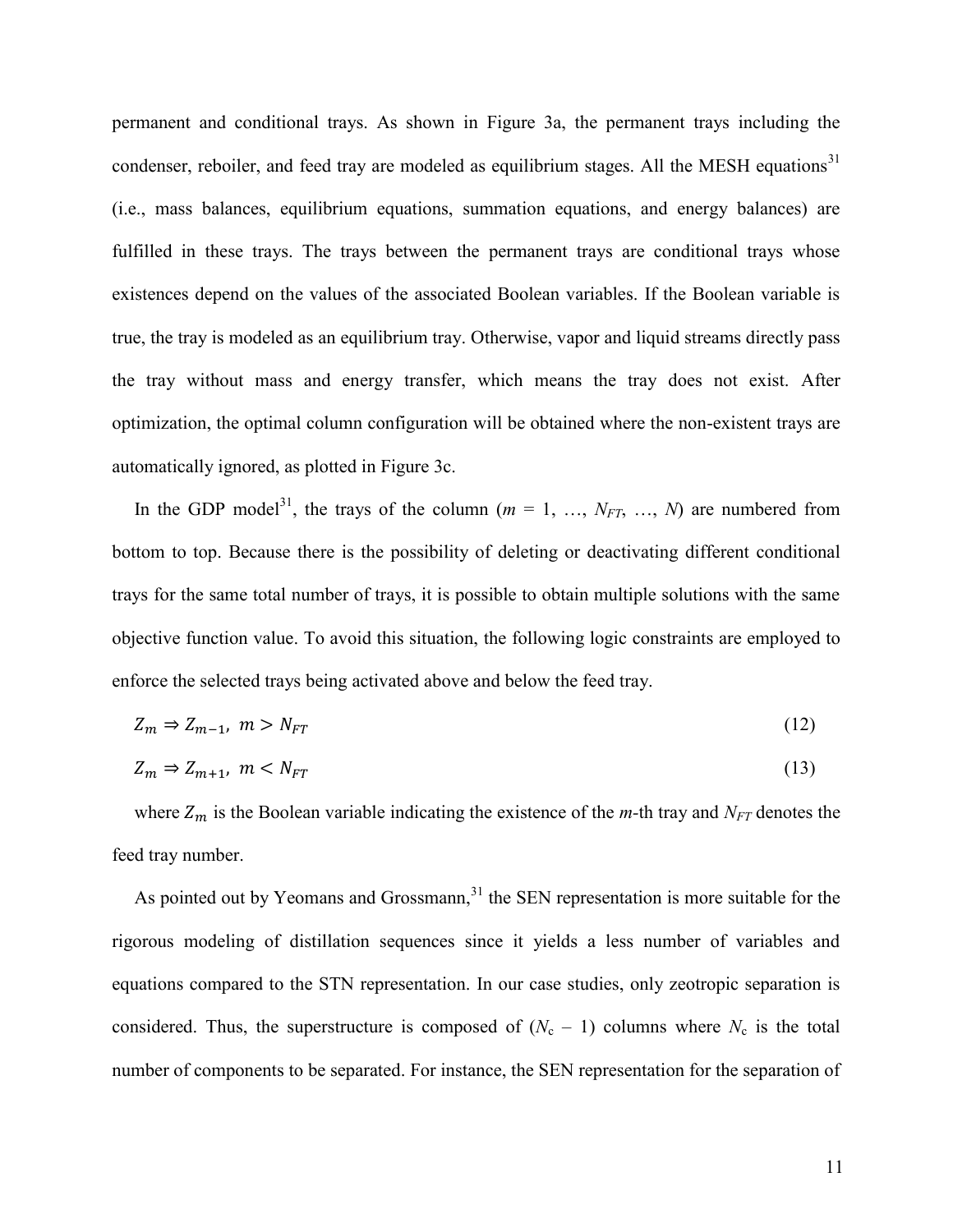permanent and conditional trays. As shown in Figure 3a, the permanent trays including the condenser, reboiler, and feed tray are modeled as equilibrium stages. All the MESH equations[31] (i.e., mass balances, equilibrium equations, summation equations, and energy balances) are fulfilled in these trays. The trays between the permanent trays are conditional trays whose existences depend on the values of the associated Boolean variables. If the Boolean variable is true, the tray is modeled as an equilibrium tray. Otherwise, vapor and liquid streams directly pass the tray without mass and energy transfer, which means the tray does not exist. After optimization, the optimal column configuration will be obtained where the non-existent trays are automatically ignored, as plotted in Figure 3c.

In the GDP model[31], the trays of the column ($m$ = 1, …, $N_{FT}$, …, $N$) are numbered from bottom to top. Because there is the possibility of deleting or deactivating different conditional trays for the same total number of trays, it is possible to obtain multiple solutions with the same objective function value. To avoid this situation, the following logic constraints are employed to enforce the selected trays being activated above and below the feed tray.

$$Z_m \Rightarrow Z_{m-1},\ m > N_{FT} \tag{12}$$

$$Z_m \Rightarrow Z_{m+1},\ m < N_{FT} \tag{13}$$

where $Z_m$ is the Boolean variable indicating the existence of the $m$-th tray and $N_{FT}$ denotes the feed tray number.

As pointed out by Yeomans and Grossmann,[31] the SEN representation is more suitable for the rigorous modeling of distillation sequences since it yields a less number of variables and equations compared to the STN representation. In our case studies, only zeotropic separation is considered. Thus, the superstructure is composed of ($N_c$ – 1) columns where $N_c$ is the total number of components to be separated. For instance, the SEN representation for the separation of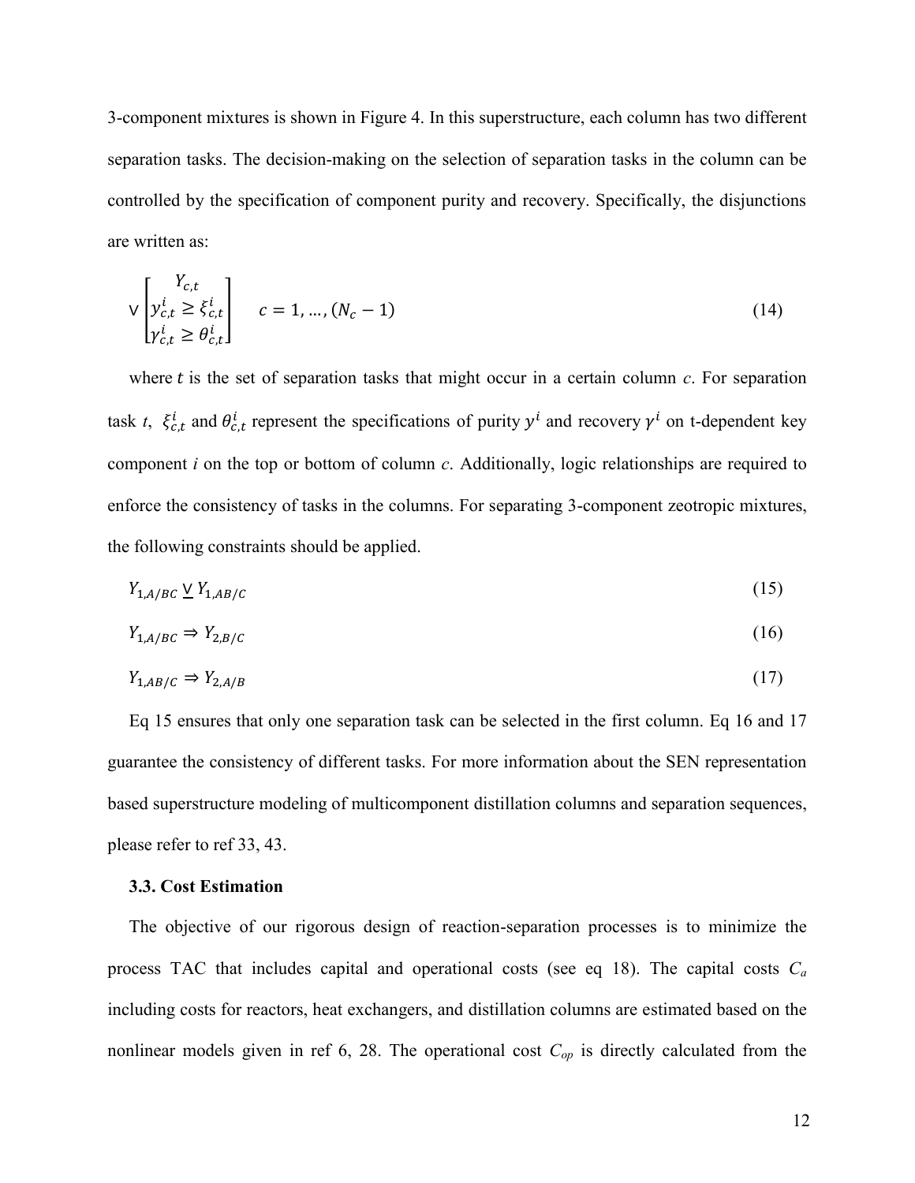3-component mixtures is shown in Figure 4. In this superstructure, each column has two different separation tasks. The decision-making on the selection of separation tasks in the column can be controlled by the specification of component purity and recovery. Specifically, the disjunctions are written as:

$$\vee \begin{bmatrix} Y_{c,t} \\ y_{c,t}^{i} \geq \xi_{c,t}^{i} \\ \gamma_{c,t}^{i} \geq \theta_{c,t}^{i} \end{bmatrix} \quad c = 1, \dots, (N_c - 1) \tag{14}$$

where $t$ is the set of separation tasks that might occur in a certain column $c$. For separation task $t$, $\xi_{c,t}^{i}$ and $\theta_{c,t}^{i}$ represent the specifications of purity $y^i$ and recovery $\gamma^i$ on t-dependent key component $i$ on the top or bottom of column $c$. Additionally, logic relationships are required to enforce the consistency of tasks in the columns. For separating 3-component zeotropic mixtures, the following constraints should be applied.

$$Y_{1,A/BC} \underline{\vee} Y_{1,AB/C} \tag{15}$$

$$Y_{1,A/BC} \Rightarrow Y_{2,B/C} \tag{16}$$

$$Y_{1,AB/C} \Rightarrow Y_{2,A/B} \tag{17}$$

Eq 15 ensures that only one separation task can be selected in the first column. Eq 16 and 17 guarantee the consistency of different tasks. For more information about the SEN representation based superstructure modeling of multicomponent distillation columns and separation sequences, please refer to ref 33, 43.

### 3.3. Cost Estimation

The objective of our rigorous design of reaction-separation processes is to minimize the process TAC that includes capital and operational costs (see eq 18). The capital costs $C_a$ including costs for reactors, heat exchangers, and distillation columns are estimated based on the nonlinear models given in ref 6, 28. The operational cost $C_{op}$ is directly calculated from the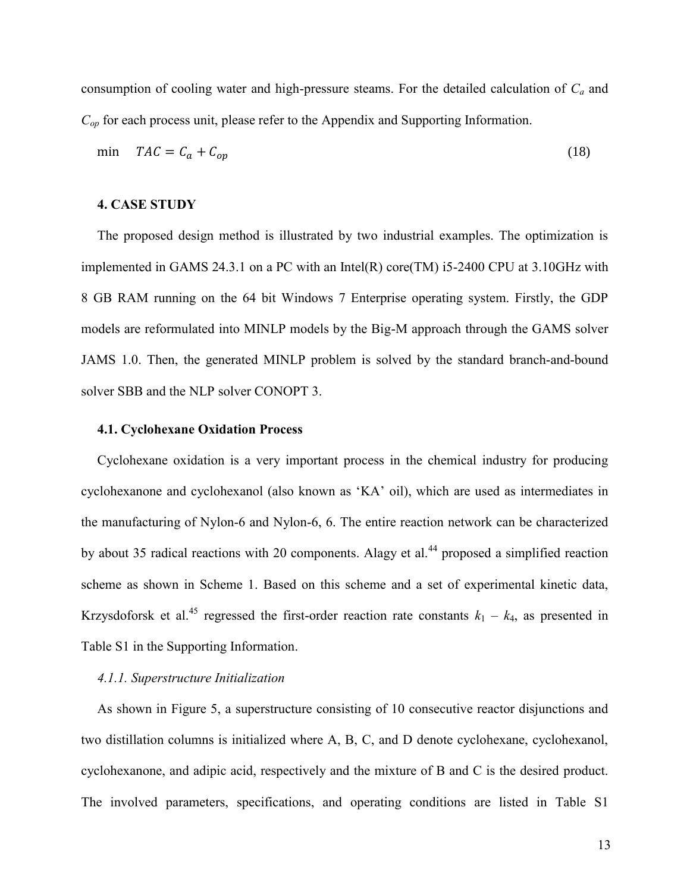consumption of cooling water and high-pressure steams. For the detailed calculation of $C_a$ and $C_{op}$ for each process unit, please refer to the Appendix and Supporting Information.

$$\min \quad TAC = C_a + C_{op} \tag{18}$$

## 4. CASE STUDY

The proposed design method is illustrated by two industrial examples. The optimization is implemented in GAMS 24.3.1 on a PC with an Intel(R) core(TM) i5-2400 CPU at 3.10GHz with 8 GB RAM running on the 64 bit Windows 7 Enterprise operating system. Firstly, the GDP models are reformulated into MINLP models by the Big-M approach through the GAMS solver JAMS 1.0. Then, the generated MINLP problem is solved by the standard branch-and-bound solver SBB and the NLP solver CONOPT 3.

### 4.1. Cyclohexane Oxidation Process

Cyclohexane oxidation is a very important process in the chemical industry for producing cyclohexanone and cyclohexanol (also known as 'KA' oil), which are used as intermediates in the manufacturing of Nylon-6 and Nylon-6, 6. The entire reaction network can be characterized by about 35 radical reactions with 20 components. Alagy et al.[44] proposed a simplified reaction scheme as shown in Scheme 1. Based on this scheme and a set of experimental kinetic data, Krzysdoforsk et al.[45] regressed the first-order reaction rate constants $k_1$ – $k_4$, as presented in Table S1 in the Supporting Information.

#### *4.1.1. Superstructure Initialization*

As shown in Figure 5, a superstructure consisting of 10 consecutive reactor disjunctions and two distillation columns is initialized where A, B, C, and D denote cyclohexane, cyclohexanol, cyclohexanone, and adipic acid, respectively and the mixture of B and C is the desired product. The involved parameters, specifications, and operating conditions are listed in Table S1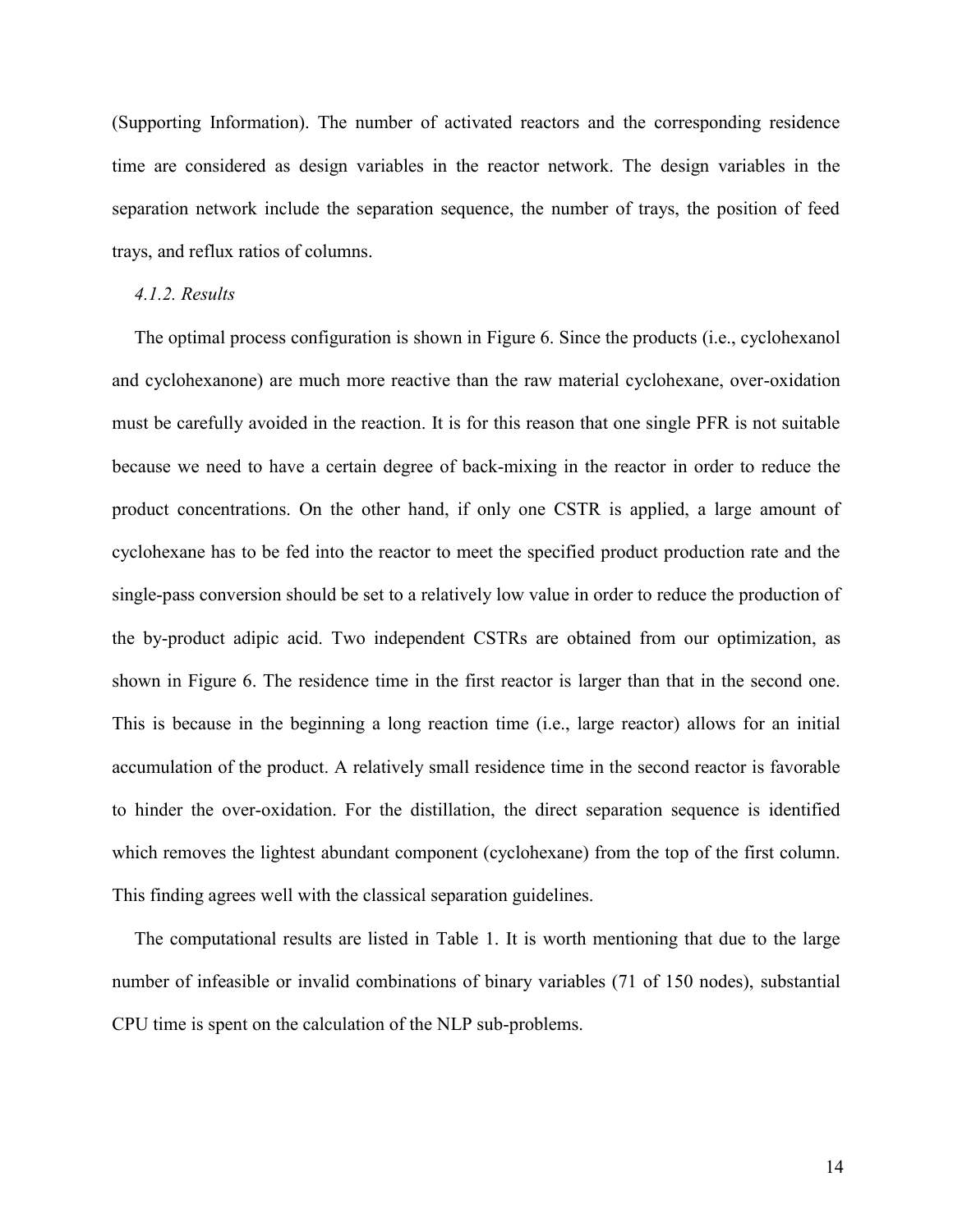(Supporting Information). The number of activated reactors and the corresponding residence time are considered as design variables in the reactor network. The design variables in the separation network include the separation sequence, the number of trays, the position of feed trays, and reflux ratios of columns.

#### *4.1.2. Results*

The optimal process configuration is shown in Figure 6. Since the products (i.e., cyclohexanol and cyclohexanone) are much more reactive than the raw material cyclohexane, over-oxidation must be carefully avoided in the reaction. It is for this reason that one single PFR is not suitable because we need to have a certain degree of back-mixing in the reactor in order to reduce the product concentrations. On the other hand, if only one CSTR is applied, a large amount of cyclohexane has to be fed into the reactor to meet the specified product production rate and the single-pass conversion should be set to a relatively low value in order to reduce the production of the by-product adipic acid. Two independent CSTRs are obtained from our optimization, as shown in Figure 6. The residence time in the first reactor is larger than that in the second one. This is because in the beginning a long reaction time (i.e., large reactor) allows for an initial accumulation of the product. A relatively small residence time in the second reactor is favorable to hinder the over-oxidation. For the distillation, the direct separation sequence is identified which removes the lightest abundant component (cyclohexane) from the top of the first column. This finding agrees well with the classical separation guidelines.

The computational results are listed in Table 1. It is worth mentioning that due to the large number of infeasible or invalid combinations of binary variables (71 of 150 nodes), substantial CPU time is spent on the calculation of the NLP sub-problems.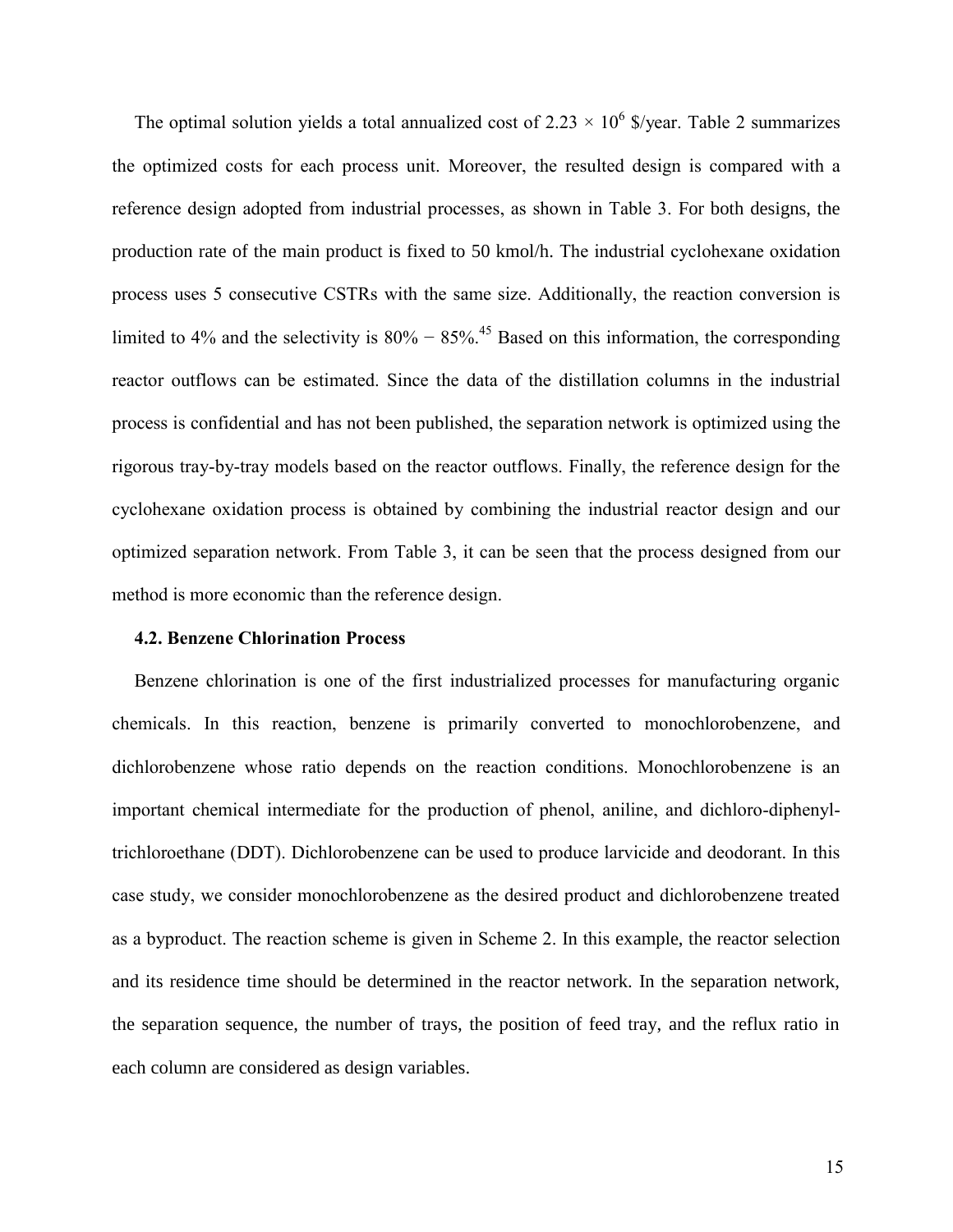The optimal solution yields a total annualized cost of $2.23 \times 10^6$ \$/year. Table 2 summarizes the optimized costs for each process unit. Moreover, the resulted design is compared with a reference design adopted from industrial processes, as shown in Table 3. For both designs, the production rate of the main product is fixed to 50 kmol/h. The industrial cyclohexane oxidation process uses 5 consecutive CSTRs with the same size. Additionally, the reaction conversion is limited to 4% and the selectivity is 80% − 85%.[45] Based on this information, the corresponding reactor outflows can be estimated. Since the data of the distillation columns in the industrial process is confidential and has not been published, the separation network is optimized using the rigorous tray-by-tray models based on the reactor outflows. Finally, the reference design for the cyclohexane oxidation process is obtained by combining the industrial reactor design and our optimized separation network. From Table 3, it can be seen that the process designed from our method is more economic than the reference design.

### 4.2. Benzene Chlorination Process

Benzene chlorination is one of the first industrialized processes for manufacturing organic chemicals. In this reaction, benzene is primarily converted to monochlorobenzene, and dichlorobenzene whose ratio depends on the reaction conditions. Monochlorobenzene is an important chemical intermediate for the production of phenol, aniline, and dichloro-diphenyl-trichloroethane (DDT). Dichlorobenzene can be used to produce larvicide and deodorant. In this case study, we consider monochlorobenzene as the desired product and dichlorobenzene treated as a byproduct. The reaction scheme is given in Scheme 2. In this example, the reactor selection and its residence time should be determined in the reactor network. In the separation network, the separation sequence, the number of trays, the position of feed tray, and the reflux ratio in each column are considered as design variables.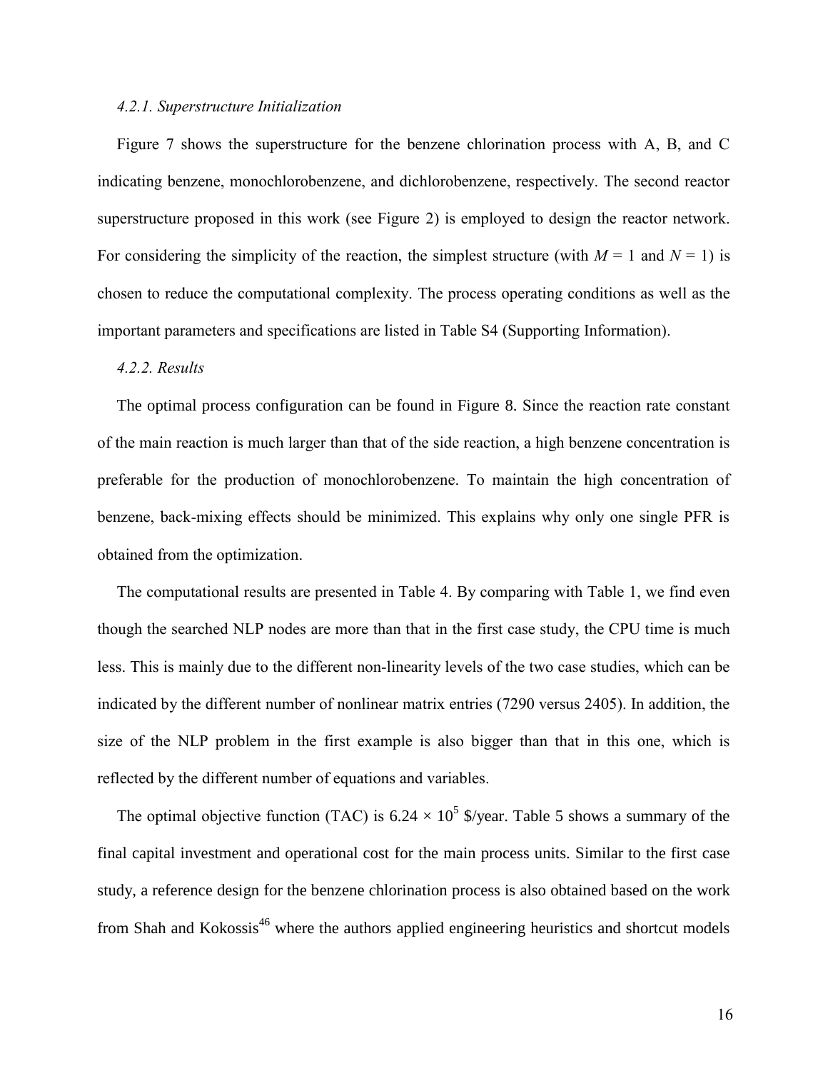#### *4.2.1. Superstructure Initialization*

Figure 7 shows the superstructure for the benzene chlorination process with A, B, and C indicating benzene, monochlorobenzene, and dichlorobenzene, respectively. The second reactor superstructure proposed in this work (see Figure 2) is employed to design the reactor network. For considering the simplicity of the reaction, the simplest structure (with $M = 1$ and $N = 1$) is chosen to reduce the computational complexity. The process operating conditions as well as the important parameters and specifications are listed in Table S4 (Supporting Information).

#### *4.2.2. Results*

The optimal process configuration can be found in Figure 8. Since the reaction rate constant of the main reaction is much larger than that of the side reaction, a high benzene concentration is preferable for the production of monochlorobenzene. To maintain the high concentration of benzene, back-mixing effects should be minimized. This explains why only one single PFR is obtained from the optimization.

The computational results are presented in Table 4. By comparing with Table 1, we find even though the searched NLP nodes are more than that in the first case study, the CPU time is much less. This is mainly due to the different non-linearity levels of the two case studies, which can be indicated by the different number of nonlinear matrix entries (7290 versus 2405). In addition, the size of the NLP problem in the first example is also bigger than that in this one, which is reflected by the different number of equations and variables.

The optimal objective function (TAC) is $6.24 \times 10^5$ \$/year. Table 5 shows a summary of the final capital investment and operational cost for the main process units. Similar to the first case study, a reference design for the benzene chlorination process is also obtained based on the work from Shah and Kokossis[46] where the authors applied engineering heuristics and shortcut models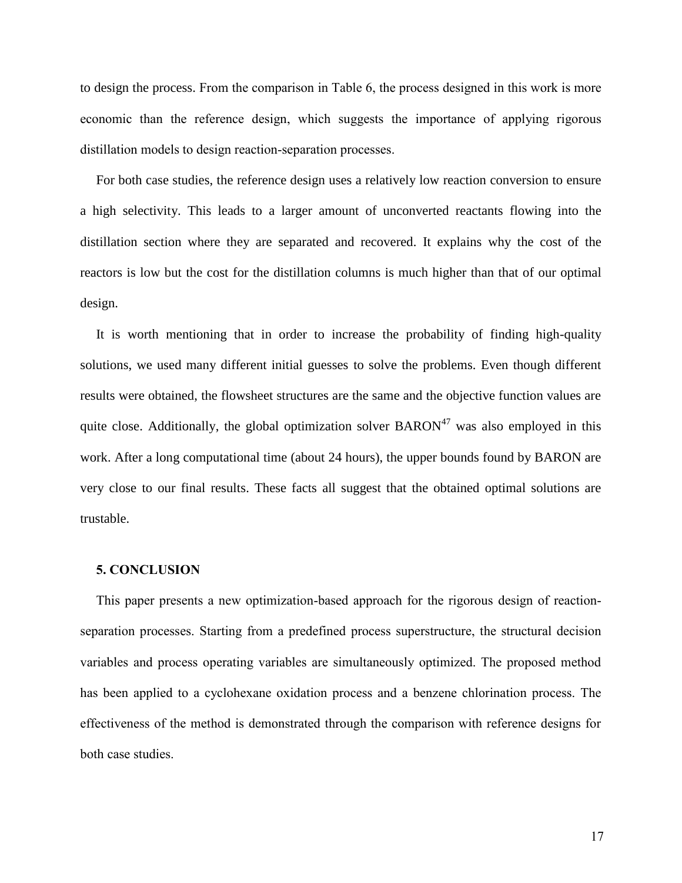to design the process. From the comparison in Table 6, the process designed in this work is more economic than the reference design, which suggests the importance of applying rigorous distillation models to design reaction-separation processes.

For both case studies, the reference design uses a relatively low reaction conversion to ensure a high selectivity. This leads to a larger amount of unconverted reactants flowing into the distillation section where they are separated and recovered. It explains why the cost of the reactors is low but the cost for the distillation columns is much higher than that of our optimal design.

It is worth mentioning that in order to increase the probability of finding high-quality solutions, we used many different initial guesses to solve the problems. Even though different results were obtained, the flowsheet structures are the same and the objective function values are quite close. Additionally, the global optimization solver BARON[47] was also employed in this work. After a long computational time (about 24 hours), the upper bounds found by BARON are very close to our final results. These facts all suggest that the obtained optimal solutions are trustable.

## 5. CONCLUSION

This paper presents a new optimization-based approach for the rigorous design of reaction-separation processes. Starting from a predefined process superstructure, the structural decision variables and process operating variables are simultaneously optimized. The proposed method has been applied to a cyclohexane oxidation process and a benzene chlorination process. The effectiveness of the method is demonstrated through the comparison with reference designs for both case studies.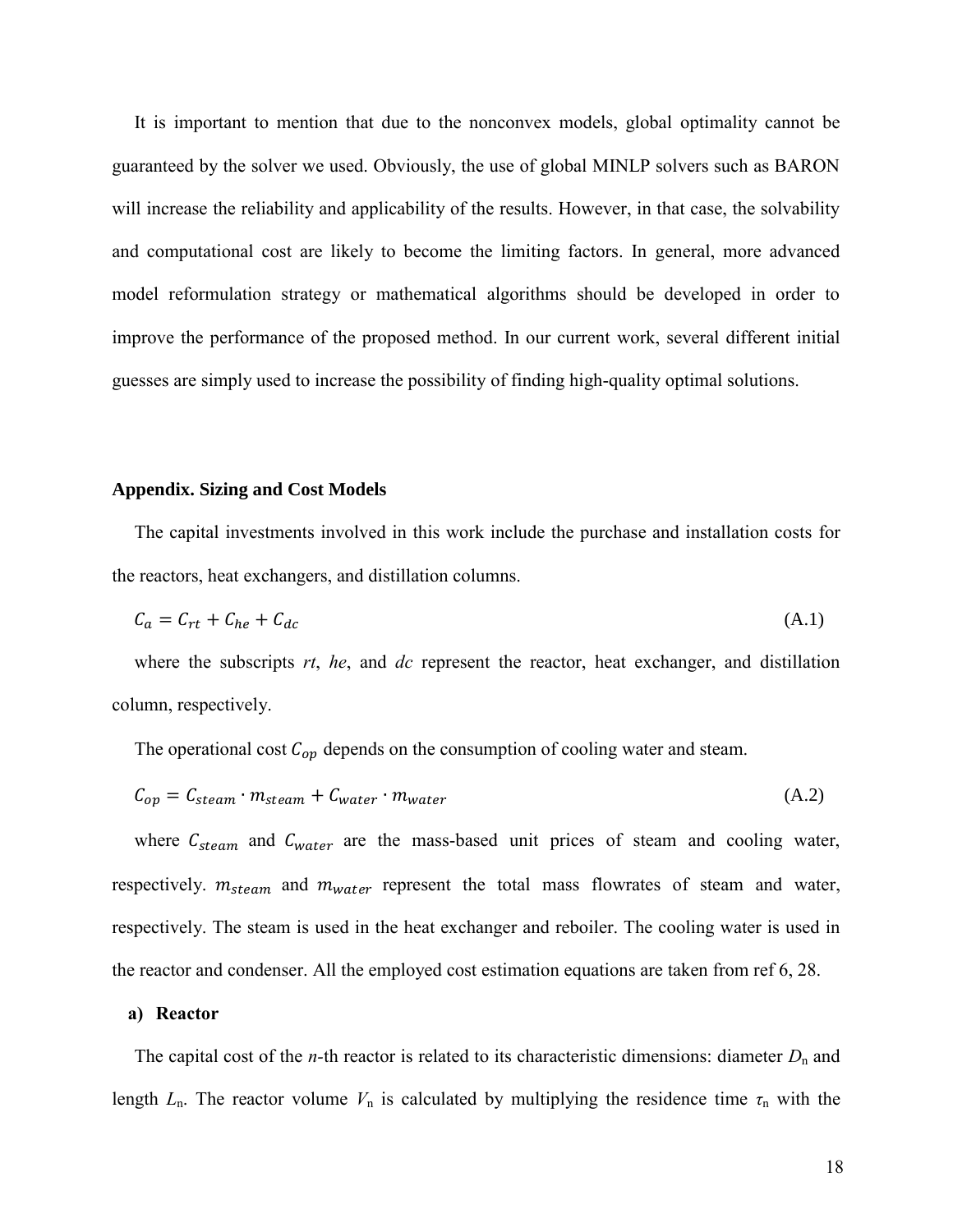It is important to mention that due to the nonconvex models, global optimality cannot be guaranteed by the solver we used. Obviously, the use of global MINLP solvers such as BARON will increase the reliability and applicability of the results. However, in that case, the solvability and computational cost are likely to become the limiting factors. In general, more advanced model reformulation strategy or mathematical algorithms should be developed in order to improve the performance of the proposed method. In our current work, several different initial guesses are simply used to increase the possibility of finding high-quality optimal solutions.

## Appendix. Sizing and Cost Models

The capital investments involved in this work include the purchase and installation costs for the reactors, heat exchangers, and distillation columns.

$$C_a = C_{rt} + C_{he} + C_{dc} \tag{A.1}$$

where the subscripts *rt*, *he*, and *dc* represent the reactor, heat exchanger, and distillation column, respectively.

The operational cost $C_{op}$ depends on the consumption of cooling water and steam.

$$C_{op} = C_{steam} \cdot m_{steam} + C_{water} \cdot m_{water} \tag{A.2}$$

where $C_{steam}$ and $C_{water}$ are the mass-based unit prices of steam and cooling water, respectively. $m_{steam}$ and $m_{water}$ represent the total mass flowrates of steam and water, respectively. The steam is used in the heat exchanger and reboiler. The cooling water is used in the reactor and condenser. All the employed cost estimation equations are taken from ref 6, 28.

### a) Reactor

The capital cost of the *n*-th reactor is related to its characteristic dimensions: diameter $D_n$ and length $L_n$. The reactor volume $V_n$ is calculated by multiplying the residence time $\tau_n$ with the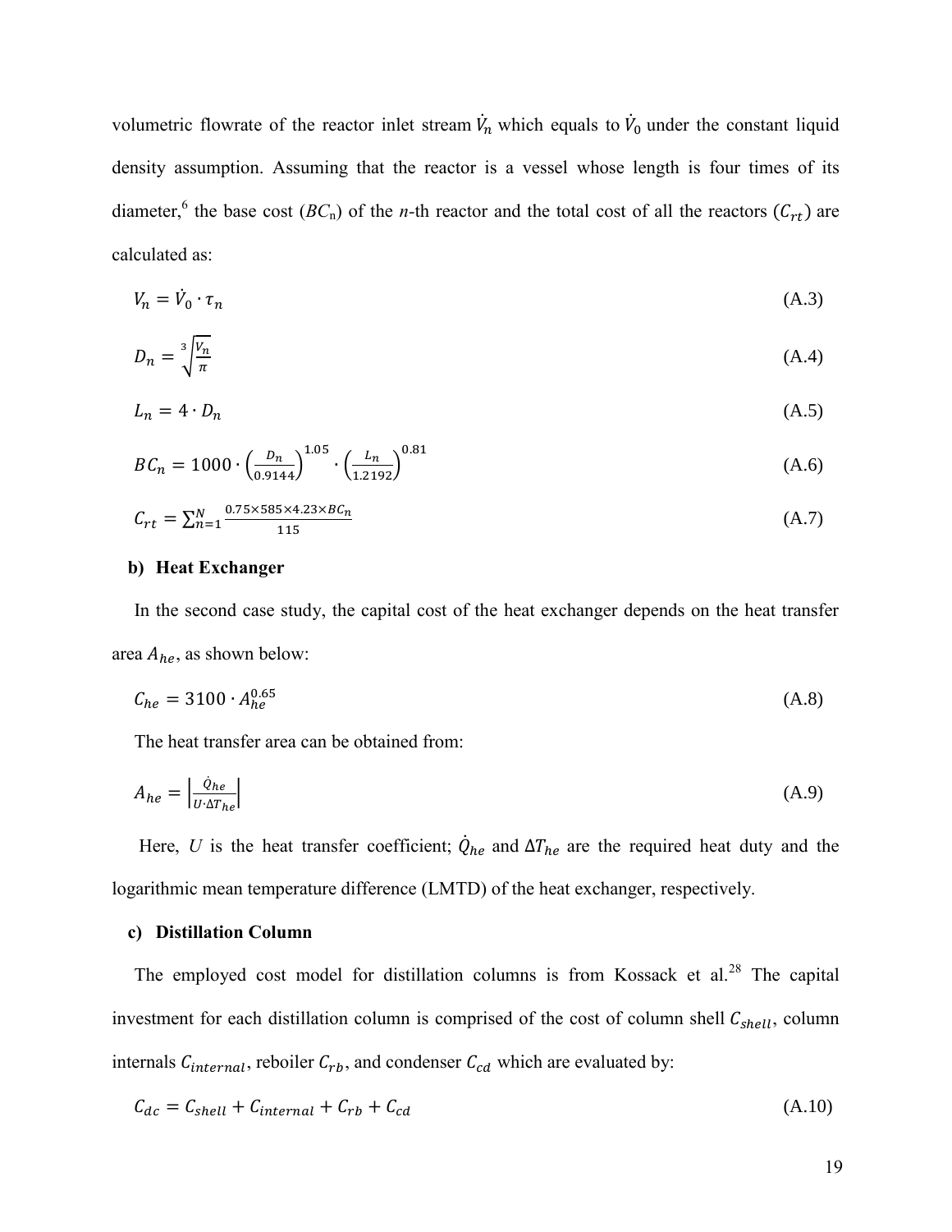volumetric flowrate of the reactor inlet stream $\dot{V}_n$ which equals to $\dot{V}_0$ under the constant liquid density assumption. Assuming that the reactor is a vessel whose length is four times of its diameter,[6] the base cost ($BC_n$) of the $n$-th reactor and the total cost of all the reactors ($C_{rt}$) are calculated as:

$$V_n = \dot{V}_0 \cdot \tau_n \tag{A.3}$$

$$D_n = \sqrt[3]{\frac{V_n}{\pi}} \tag{A.4}$$

$$L_n = 4 \cdot D_n \tag{A.5}$$

$$BC_n = 1000 \cdot \left(\frac{D_n}{0.9144}\right)^{1.05} \cdot \left(\frac{L_n}{1.2192}\right)^{0.81} \tag{A.6}$$

$$C_{rt} = \sum_{n=1}^{N} \frac{0.75 \times 585 \times 4.23 \times BC_n}{115} \tag{A.7}$$

**b) Heat Exchanger**

In the second case study, the capital cost of the heat exchanger depends on the heat transfer area $A_{he}$, as shown below:

$$C_{he} = 3100 \cdot A_{he}^{0.65} \tag{A.8}$$

The heat transfer area can be obtained from:

$$A_{he} = \left|\frac{\dot{Q}_{he}}{U \cdot \Delta T_{he}}\right| \tag{A.9}$$

Here, $U$ is the heat transfer coefficient; $\dot{Q}_{he}$ and $\Delta T_{he}$ are the required heat duty and the logarithmic mean temperature difference (LMTD) of the heat exchanger, respectively.

**c) Distillation Column**

The employed cost model for distillation columns is from Kossack et al.[28] The capital investment for each distillation column is comprised of the cost of column shell $C_{shell}$, column internals $C_{internal}$, reboiler $C_{rb}$, and condenser $C_{cd}$ which are evaluated by:

$$C_{dc} = C_{shell} + C_{internal} + C_{rb} + C_{cd} \tag{A.10}$$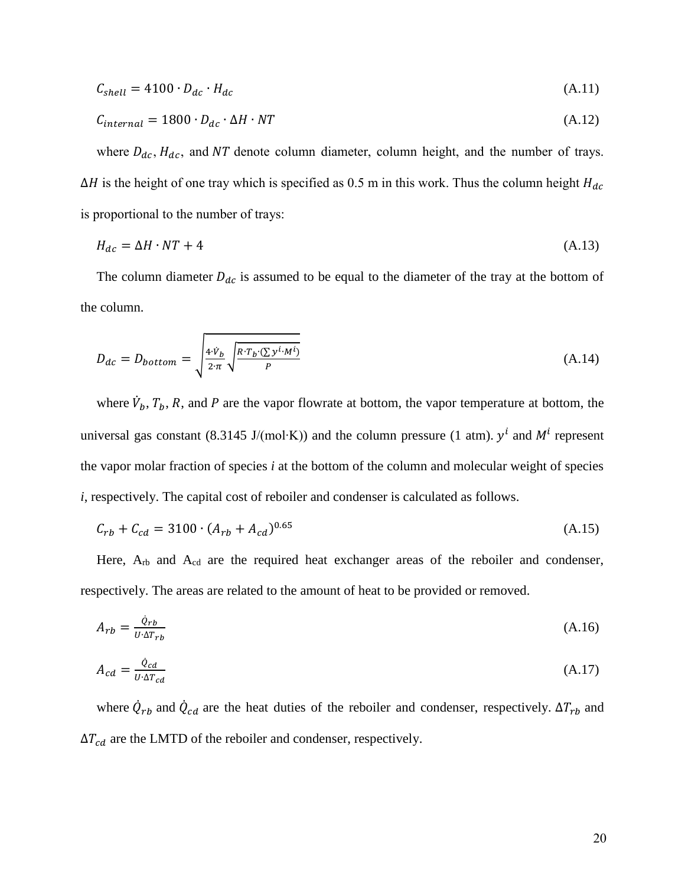$$C_{shell} = 4100 \cdot D_{dc} \cdot H_{dc} \tag{A.11}$$

$$C_{internal} = 1800 \cdot D_{dc} \cdot \Delta H \cdot NT \tag{A.12}$$

where $D_{dc}$, $H_{dc}$, and $NT$ denote column diameter, column height, and the number of trays. $\Delta H$ is the height of one tray which is specified as 0.5 m in this work. Thus the column height $H_{dc}$ is proportional to the number of trays:

$$H_{dc} = \Delta H \cdot NT + 4 \tag{A.13}$$

The column diameter $D_{dc}$ is assumed to be equal to the diameter of the tray at the bottom of the column.

$$D_{dc} = D_{bottom} = \sqrt{\frac{4 \cdot \dot{V}_b}{2 \cdot \pi} \sqrt{\frac{R \cdot T_b \cdot (\sum y^i \cdot M^i)}{P}}} \tag{A.14}$$

where $\dot{V}_b$, $T_b$, $R$, and $P$ are the vapor flowrate at bottom, the vapor temperature at bottom, the universal gas constant (8.3145 J/(mol·K)) and the column pressure (1 atm). $y^i$ and $M^i$ represent the vapor molar fraction of species *i* at the bottom of the column and molecular weight of species *i*, respectively. The capital cost of reboiler and condenser is calculated as follows.

$$C_{rb} + C_{cd} = 3100 \cdot (A_{rb} + A_{cd})^{0.65} \tag{A.15}$$

Here, $A_{rb}$ and $A_{cd}$ are the required heat exchanger areas of the reboiler and condenser, respectively. The areas are related to the amount of heat to be provided or removed.

$$A_{rb} = \frac{\dot{Q}_{rb}}{U \cdot \Delta T_{rb}} \tag{A.16}$$

$$A_{cd} = \frac{\dot{Q}_{cd}}{U \cdot \Delta T_{cd}} \tag{A.17}$$

where $\dot{Q}_{rb}$ and $\dot{Q}_{cd}$ are the heat duties of the reboiler and condenser, respectively. $\Delta T_{rb}$ and $\Delta T_{cd}$ are the LMTD of the reboiler and condenser, respectively.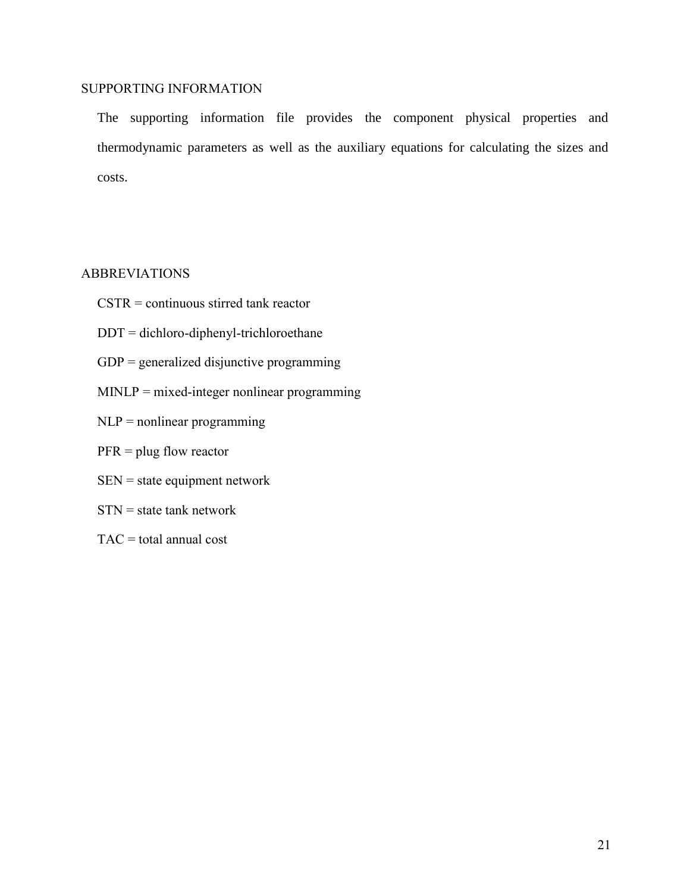## SUPPORTING INFORMATION

The supporting information file provides the component physical properties and thermodynamic parameters as well as the auxiliary equations for calculating the sizes and costs.

## ABBREVIATIONS

CSTR = continuous stirred tank reactor

DDT = dichloro-diphenyl-trichloroethane

GDP = generalized disjunctive programming

MINLP = mixed-integer nonlinear programming

NLP = nonlinear programming

PFR = plug flow reactor

SEN = state equipment network

STN = state tank network

TAC = total annual cost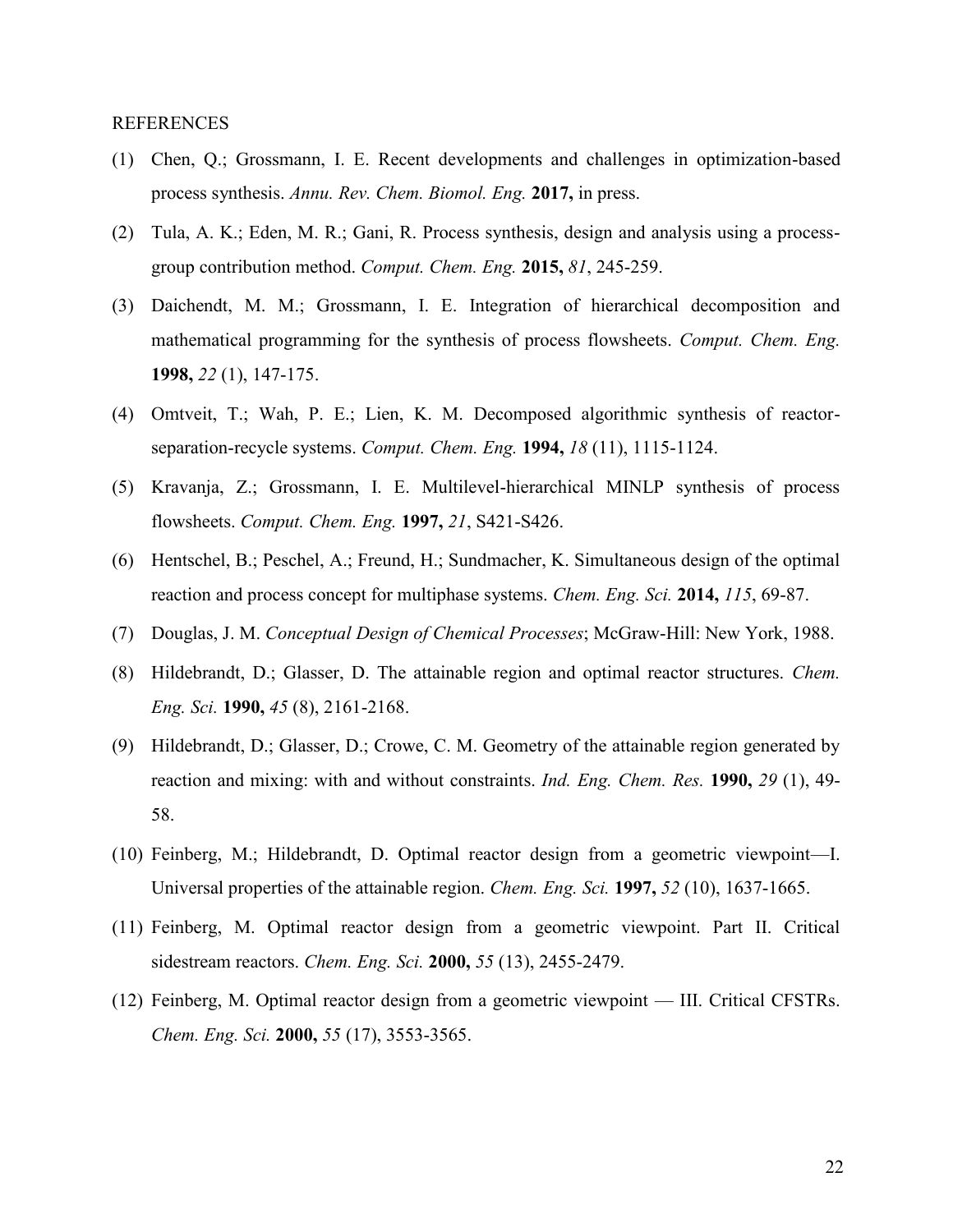REFERENCES

(1) Chen, Q.; Grossmann, I. E. Recent developments and challenges in optimization-based process synthesis. *Annu. Rev. Chem. Biomol. Eng.* **2017,** in press.

(2) Tula, A. K.; Eden, M. R.; Gani, R. Process synthesis, design and analysis using a process-group contribution method. *Comput. Chem. Eng.* **2015,** *81*, 245-259.

(3) Daichendt, M. M.; Grossmann, I. E. Integration of hierarchical decomposition and mathematical programming for the synthesis of process flowsheets. *Comput. Chem. Eng.* **1998,** *22* (1), 147-175.

(4) Omtveit, T.; Wah, P. E.; Lien, K. M. Decomposed algorithmic synthesis of reactor-separation-recycle systems. *Comput. Chem. Eng.* **1994,** *18* (11), 1115-1124.

(5) Kravanja, Z.; Grossmann, I. E. Multilevel-hierarchical MINLP synthesis of process flowsheets. *Comput. Chem. Eng.* **1997,** *21*, S421-S426.

(6) Hentschel, B.; Peschel, A.; Freund, H.; Sundmacher, K. Simultaneous design of the optimal reaction and process concept for multiphase systems. *Chem. Eng. Sci.* **2014,** *115*, 69-87.

(7) Douglas, J. M. *Conceptual Design of Chemical Processes*; McGraw-Hill: New York, 1988.

(8) Hildebrandt, D.; Glasser, D. The attainable region and optimal reactor structures. *Chem. Eng. Sci.* **1990,** *45* (8), 2161-2168.

(9) Hildebrandt, D.; Glasser, D.; Crowe, C. M. Geometry of the attainable region generated by reaction and mixing: with and without constraints. *Ind. Eng. Chem. Res.* **1990,** *29* (1), 49-58.

(10) Feinberg, M.; Hildebrandt, D. Optimal reactor design from a geometric viewpoint—I. Universal properties of the attainable region. *Chem. Eng. Sci.* **1997,** *52* (10), 1637-1665.

(11) Feinberg, M. Optimal reactor design from a geometric viewpoint. Part II. Critical sidestream reactors. *Chem. Eng. Sci.* **2000,** *55* (13), 2455-2479.

(12) Feinberg, M. Optimal reactor design from a geometric viewpoint — III. Critical CFSTRs. *Chem. Eng. Sci.* **2000,** *55* (17), 3553-3565.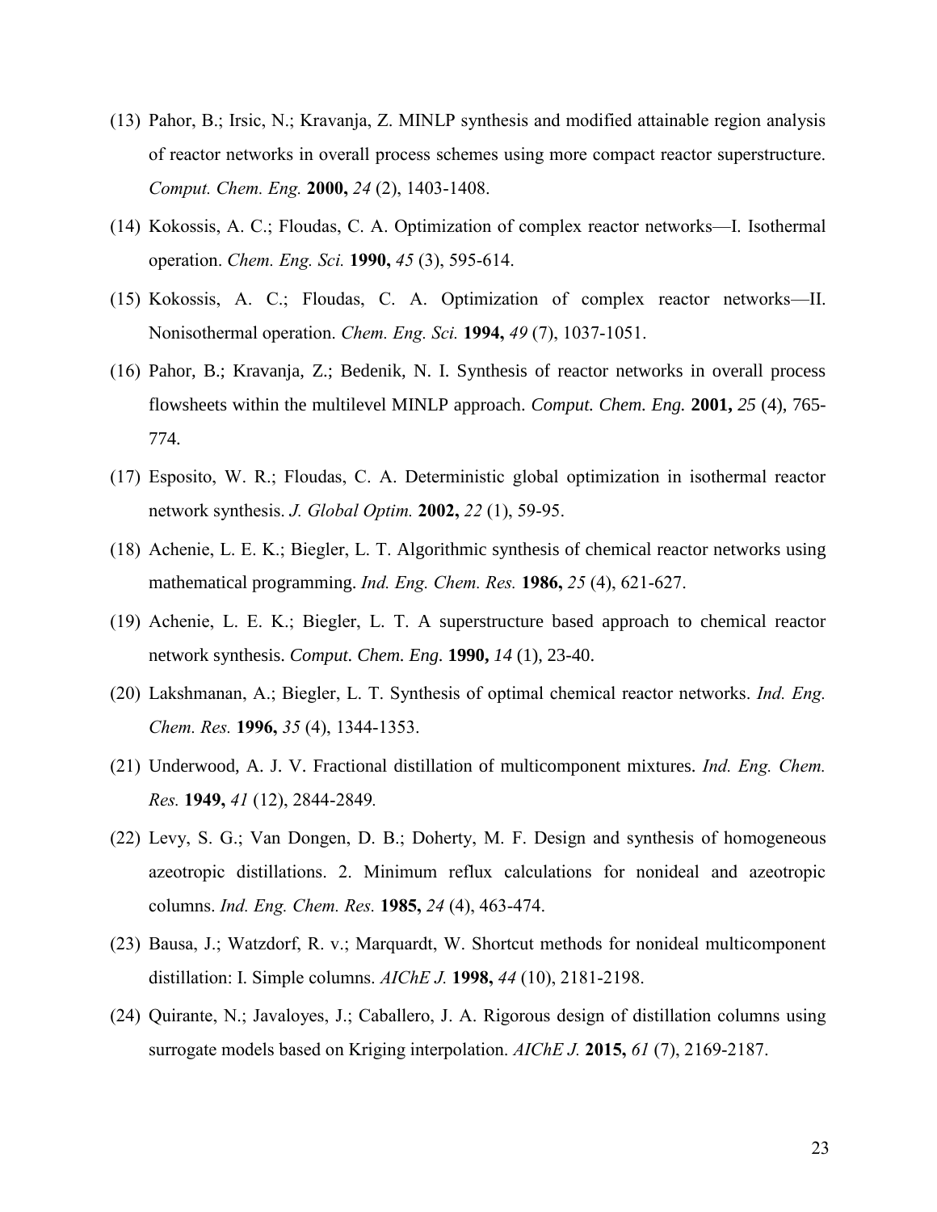(13) Pahor, B.; Irsic, N.; Kravanja, Z. MINLP synthesis and modified attainable region analysis of reactor networks in overall process schemes using more compact reactor superstructure. *Comput. Chem. Eng.* **2000,** *24* (2), 1403-1408.

(14) Kokossis, A. C.; Floudas, C. A. Optimization of complex reactor networks—I. Isothermal operation. *Chem. Eng. Sci.* **1990,** *45* (3), 595-614.

(15) Kokossis, A. C.; Floudas, C. A. Optimization of complex reactor networks—II. Nonisothermal operation. *Chem. Eng. Sci.* **1994,** *49* (7), 1037-1051.

(16) Pahor, B.; Kravanja, Z.; Bedenik, N. I. Synthesis of reactor networks in overall process flowsheets within the multilevel MINLP approach. *Comput. Chem. Eng.* **2001,** *25* (4), 765-774.

(17) Esposito, W. R.; Floudas, C. A. Deterministic global optimization in isothermal reactor network synthesis. *J. Global Optim.* **2002,** *22* (1), 59-95.

(18) Achenie, L. E. K.; Biegler, L. T. Algorithmic synthesis of chemical reactor networks using mathematical programming. *Ind. Eng. Chem. Res.* **1986,** *25* (4), 621-627.

(19) Achenie, L. E. K.; Biegler, L. T. A superstructure based approach to chemical reactor network synthesis. *Comput. Chem. Eng.* **1990,** *14* (1), 23-40.

(20) Lakshmanan, A.; Biegler, L. T. Synthesis of optimal chemical reactor networks. *Ind. Eng. Chem. Res.* **1996,** *35* (4), 1344-1353.

(21) Underwood, A. J. V. Fractional distillation of multicomponent mixtures. *Ind. Eng. Chem. Res.* **1949,** *41* (12), 2844-2849.

(22) Levy, S. G.; Van Dongen, D. B.; Doherty, M. F. Design and synthesis of homogeneous azeotropic distillations. 2. Minimum reflux calculations for nonideal and azeotropic columns. *Ind. Eng. Chem. Res.* **1985,** *24* (4), 463-474.

(23) Bausa, J.; Watzdorf, R. v.; Marquardt, W. Shortcut methods for nonideal multicomponent distillation: I. Simple columns. *AIChE J.* **1998,** *44* (10), 2181-2198.

(24) Quirante, N.; Javaloyes, J.; Caballero, J. A. Rigorous design of distillation columns using surrogate models based on Kriging interpolation. *AIChE J.* **2015,** *61* (7), 2169-2187.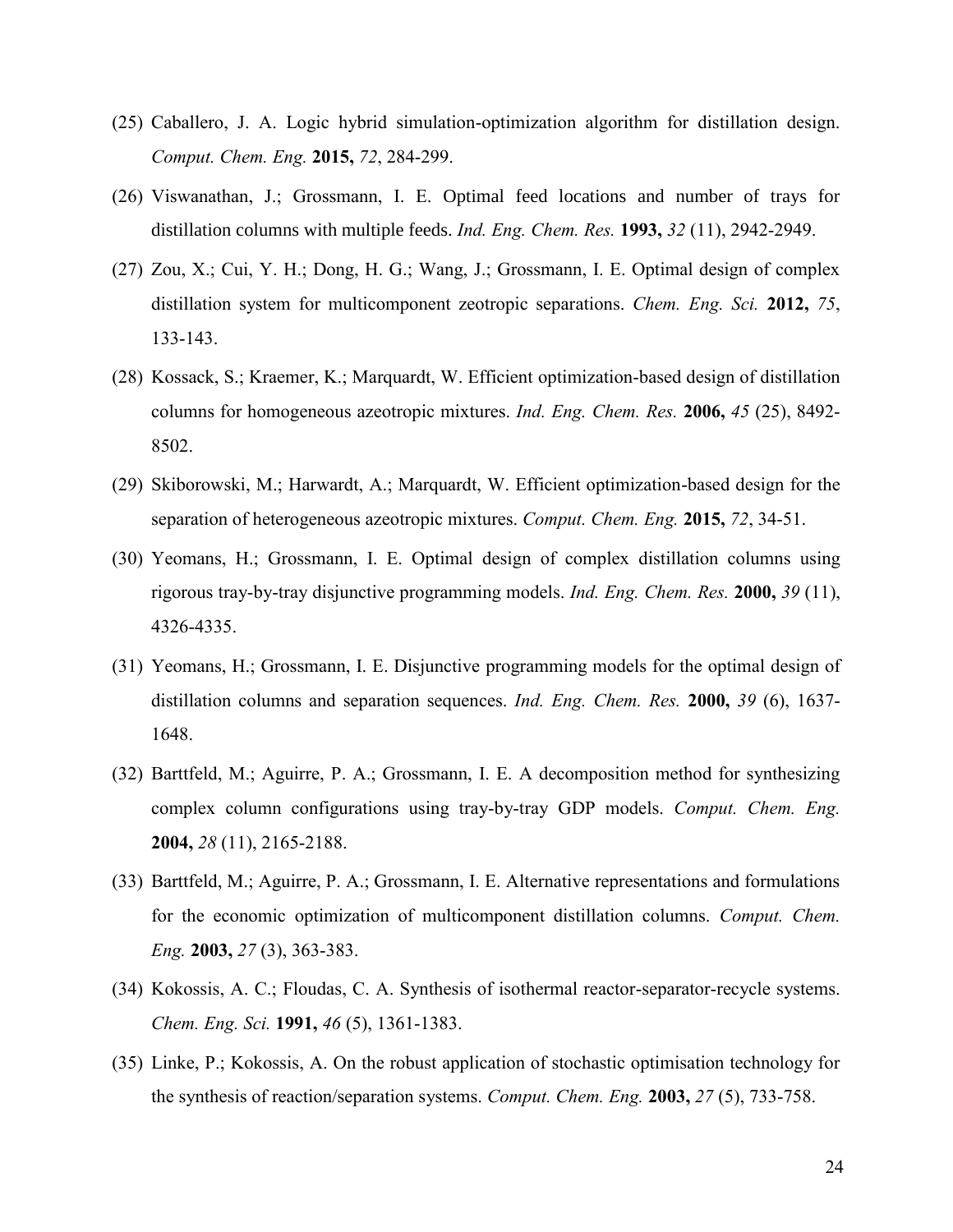(25) Caballero, J. A. Logic hybrid simulation-optimization algorithm for distillation design. *Comput. Chem. Eng.* **2015,** *72*, 284-299.

(26) Viswanathan, J.; Grossmann, I. E. Optimal feed locations and number of trays for distillation columns with multiple feeds. *Ind. Eng. Chem. Res.* **1993,** *32* (11), 2942-2949.

(27) Zou, X.; Cui, Y. H.; Dong, H. G.; Wang, J.; Grossmann, I. E. Optimal design of complex distillation system for multicomponent zeotropic separations. *Chem. Eng. Sci.* **2012,** *75*, 133-143.

(28) Kossack, S.; Kraemer, K.; Marquardt, W. Efficient optimization-based design of distillation columns for homogeneous azeotropic mixtures. *Ind. Eng. Chem. Res.* **2006,** *45* (25), 8492-8502.

(29) Skiborowski, M.; Harwardt, A.; Marquardt, W. Efficient optimization-based design for the separation of heterogeneous azeotropic mixtures. *Comput. Chem. Eng.* **2015,** *72*, 34-51.

(30) Yeomans, H.; Grossmann, I. E. Optimal design of complex distillation columns using rigorous tray-by-tray disjunctive programming models. *Ind. Eng. Chem. Res.* **2000,** *39* (11), 4326-4335.

(31) Yeomans, H.; Grossmann, I. E. Disjunctive programming models for the optimal design of distillation columns and separation sequences. *Ind. Eng. Chem. Res.* **2000,** *39* (6), 1637-1648.

(32) Barttfeld, M.; Aguirre, P. A.; Grossmann, I. E. A decomposition method for synthesizing complex column configurations using tray-by-tray GDP models. *Comput. Chem. Eng.* **2004,** *28* (11), 2165-2188.

(33) Barttfeld, M.; Aguirre, P. A.; Grossmann, I. E. Alternative representations and formulations for the economic optimization of multicomponent distillation columns. *Comput. Chem. Eng.* **2003,** *27* (3), 363-383.

(34) Kokossis, A. C.; Floudas, C. A. Synthesis of isothermal reactor-separator-recycle systems. *Chem. Eng. Sci.* **1991,** *46* (5), 1361-1383.

(35) Linke, P.; Kokossis, A. On the robust application of stochastic optimisation technology for the synthesis of reaction/separation systems. *Comput. Chem. Eng.* **2003,** *27* (5), 733-758.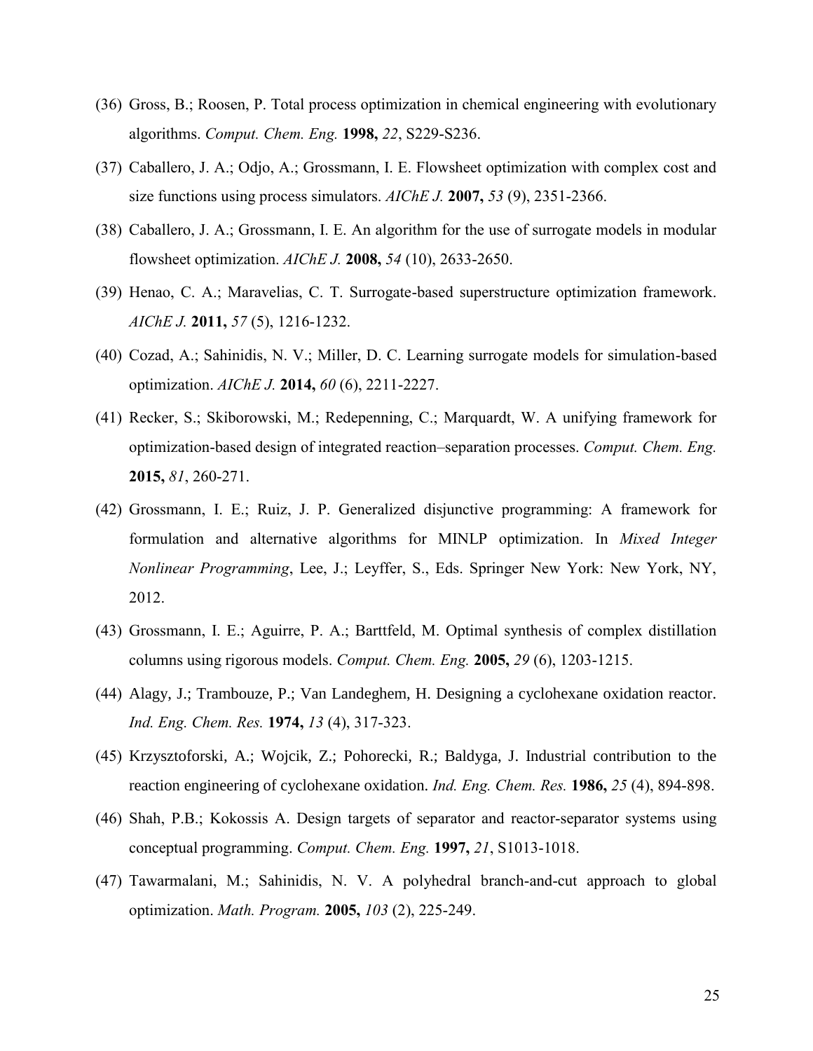(36) Gross, B.; Roosen, P. Total process optimization in chemical engineering with evolutionary algorithms. *Comput. Chem. Eng.* **1998,** *22*, S229-S236.

(37) Caballero, J. A.; Odjo, A.; Grossmann, I. E. Flowsheet optimization with complex cost and size functions using process simulators. *AIChE J.* **2007,** *53* (9), 2351-2366.

(38) Caballero, J. A.; Grossmann, I. E. An algorithm for the use of surrogate models in modular flowsheet optimization. *AIChE J.* **2008,** *54* (10), 2633-2650.

(39) Henao, C. A.; Maravelias, C. T. Surrogate-based superstructure optimization framework. *AIChE J.* **2011,** *57* (5), 1216-1232.

(40) Cozad, A.; Sahinidis, N. V.; Miller, D. C. Learning surrogate models for simulation-based optimization. *AIChE J.* **2014,** *60* (6), 2211-2227.

(41) Recker, S.; Skiborowski, M.; Redepenning, C.; Marquardt, W. A unifying framework for optimization-based design of integrated reaction–separation processes. *Comput. Chem. Eng.* **2015,** *81*, 260-271.

(42) Grossmann, I. E.; Ruiz, J. P. Generalized disjunctive programming: A framework for formulation and alternative algorithms for MINLP optimization. In *Mixed Integer Nonlinear Programming*, Lee, J.; Leyffer, S., Eds. Springer New York: New York, NY, 2012.

(43) Grossmann, I. E.; Aguirre, P. A.; Barttfeld, M. Optimal synthesis of complex distillation columns using rigorous models. *Comput. Chem. Eng.* **2005,** *29* (6), 1203-1215.

(44) Alagy, J.; Trambouze, P.; Van Landeghem, H. Designing a cyclohexane oxidation reactor. *Ind. Eng. Chem. Res.* **1974,** *13* (4), 317-323.

(45) Krzysztoforski, A.; Wojcik, Z.; Pohorecki, R.; Baldyga, J. Industrial contribution to the reaction engineering of cyclohexane oxidation. *Ind. Eng. Chem. Res.* **1986,** *25* (4), 894-898.

(46) Shah, P.B.; Kokossis A. Design targets of separator and reactor-separator systems using conceptual programming. *Comput. Chem. Eng.* **1997,** *21*, S1013-1018.

(47) Tawarmalani, M.; Sahinidis, N. V. A polyhedral branch-and-cut approach to global optimization. *Math. Program.* **2005,** *103* (2), 225-249.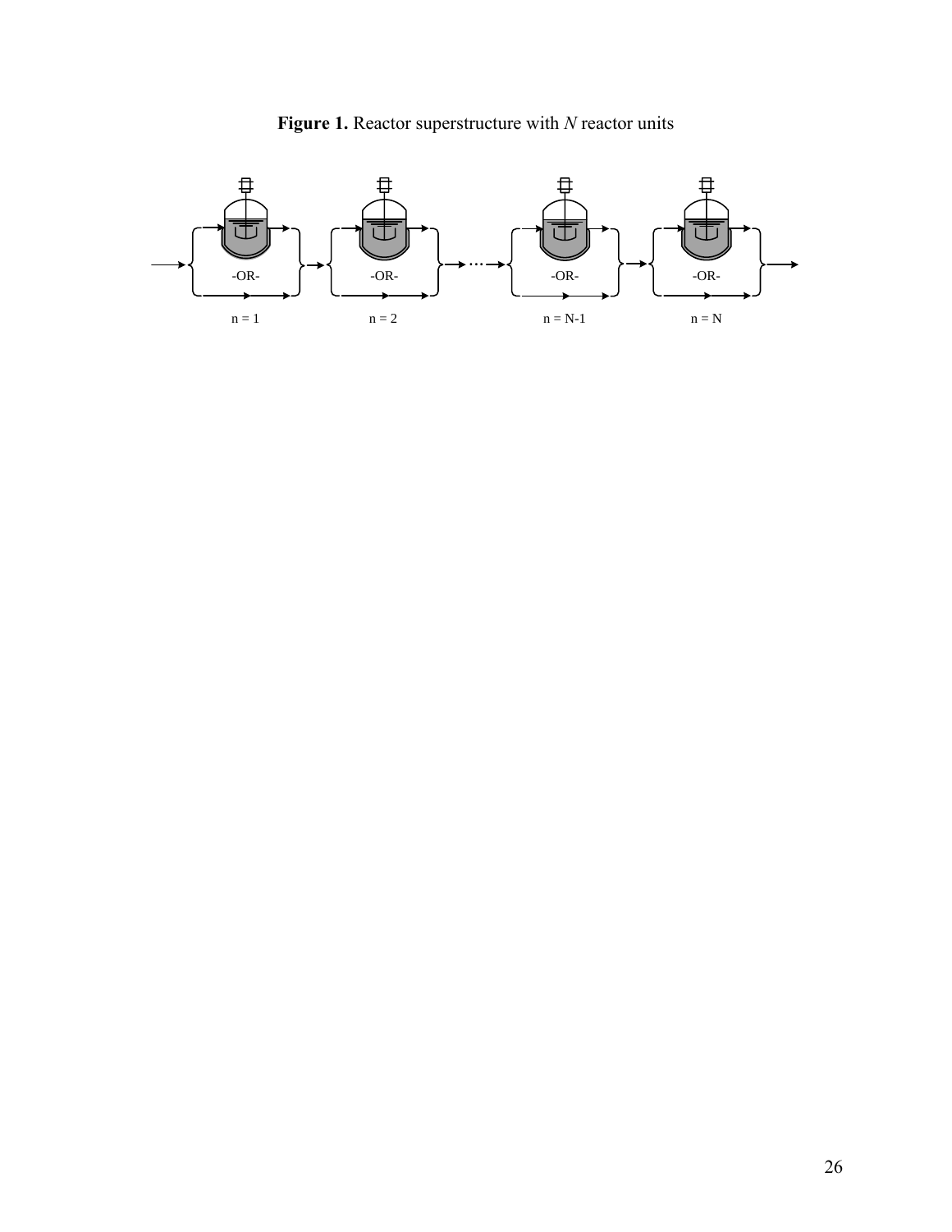**Figure 1.** Reactor superstructure with *N* reactor units

-OR- -OR- -OR- -OR-

n = 1 n = 2 n = N-1 n = N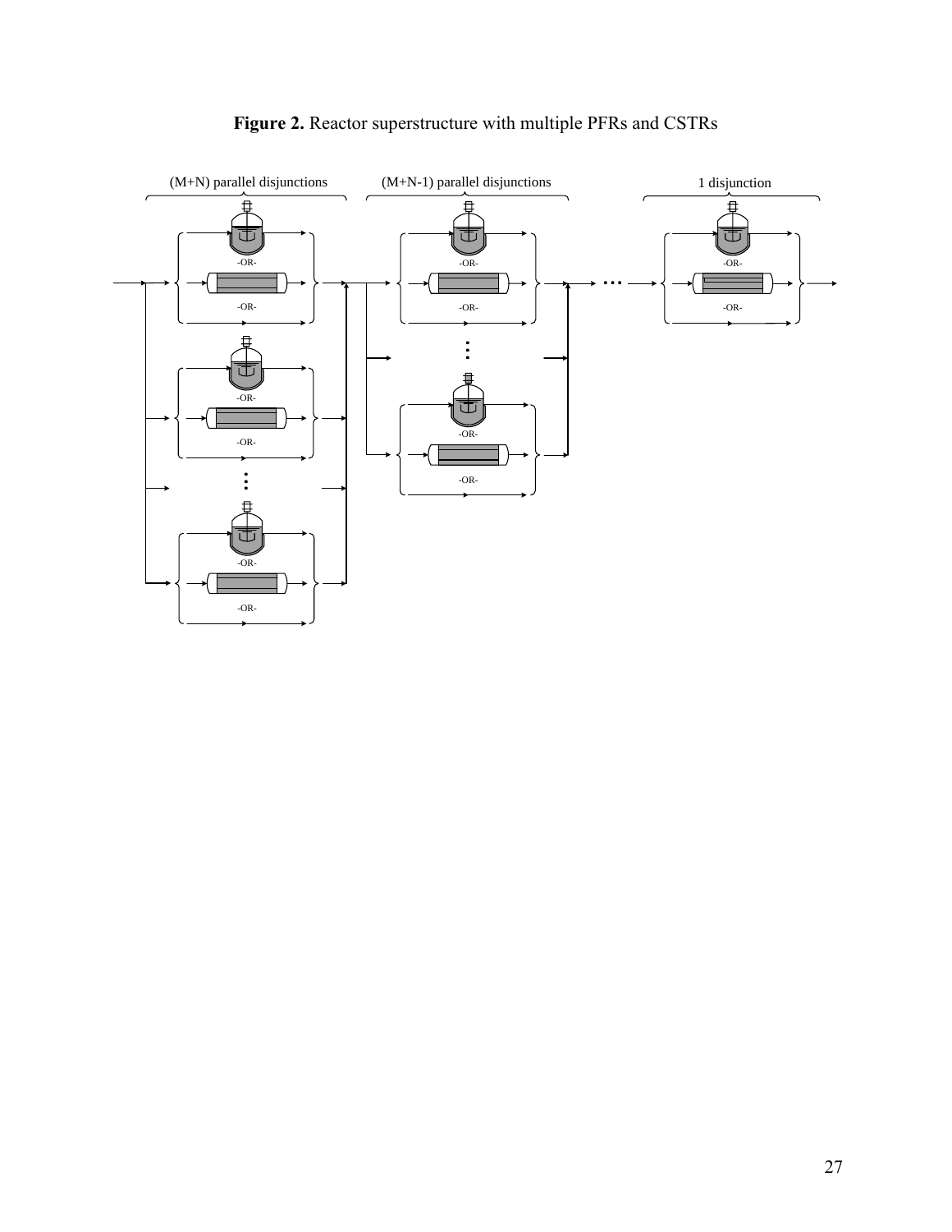**Figure 2.** Reactor superstructure with multiple PFRs and CSTRs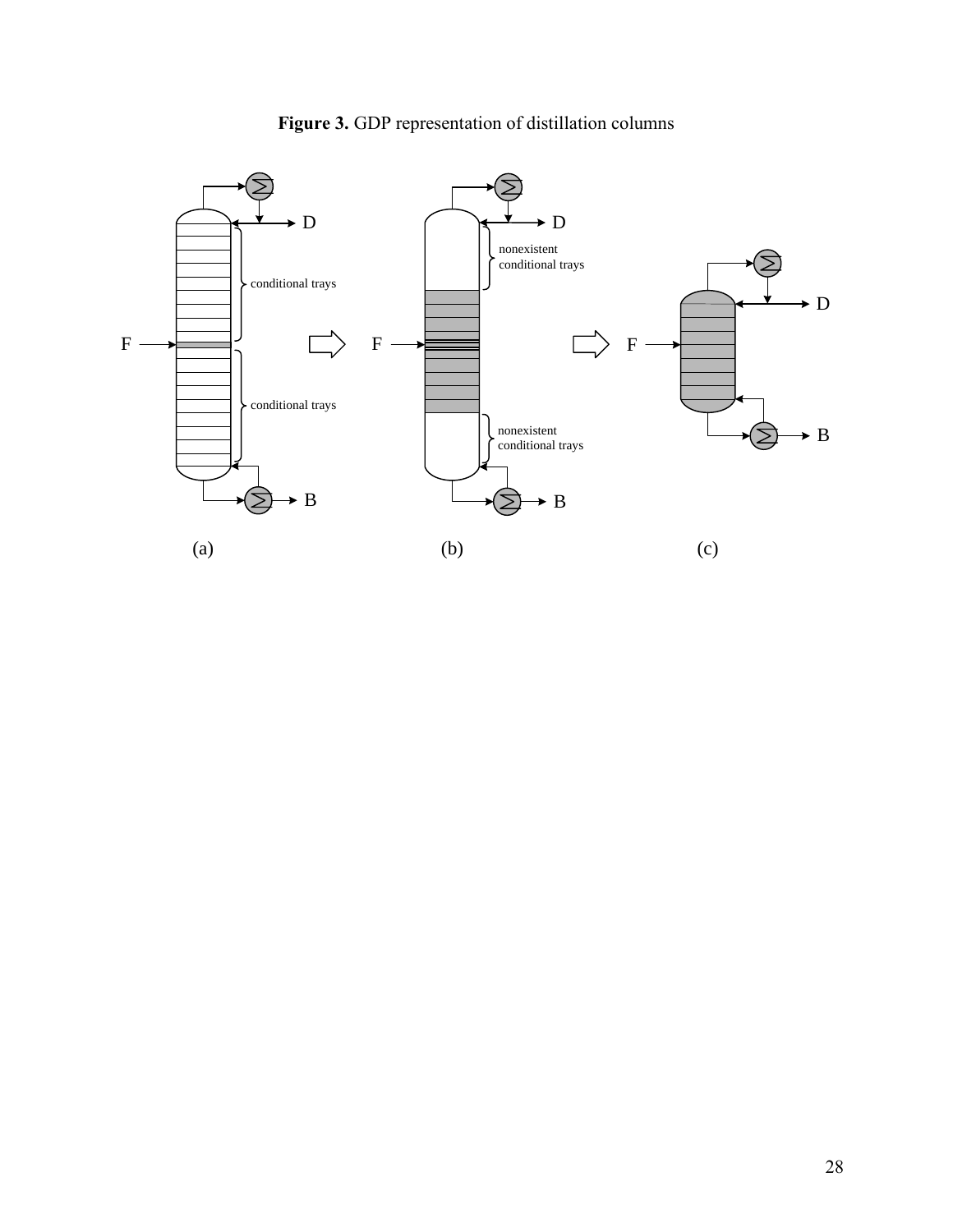**Figure 3.** GDP representation of distillation columns

D

conditional trays

F

conditional trays

B

(a)

D

nonexistent conditional trays

F

nonexistent conditional trays

B

(b)

D

F

B

(c)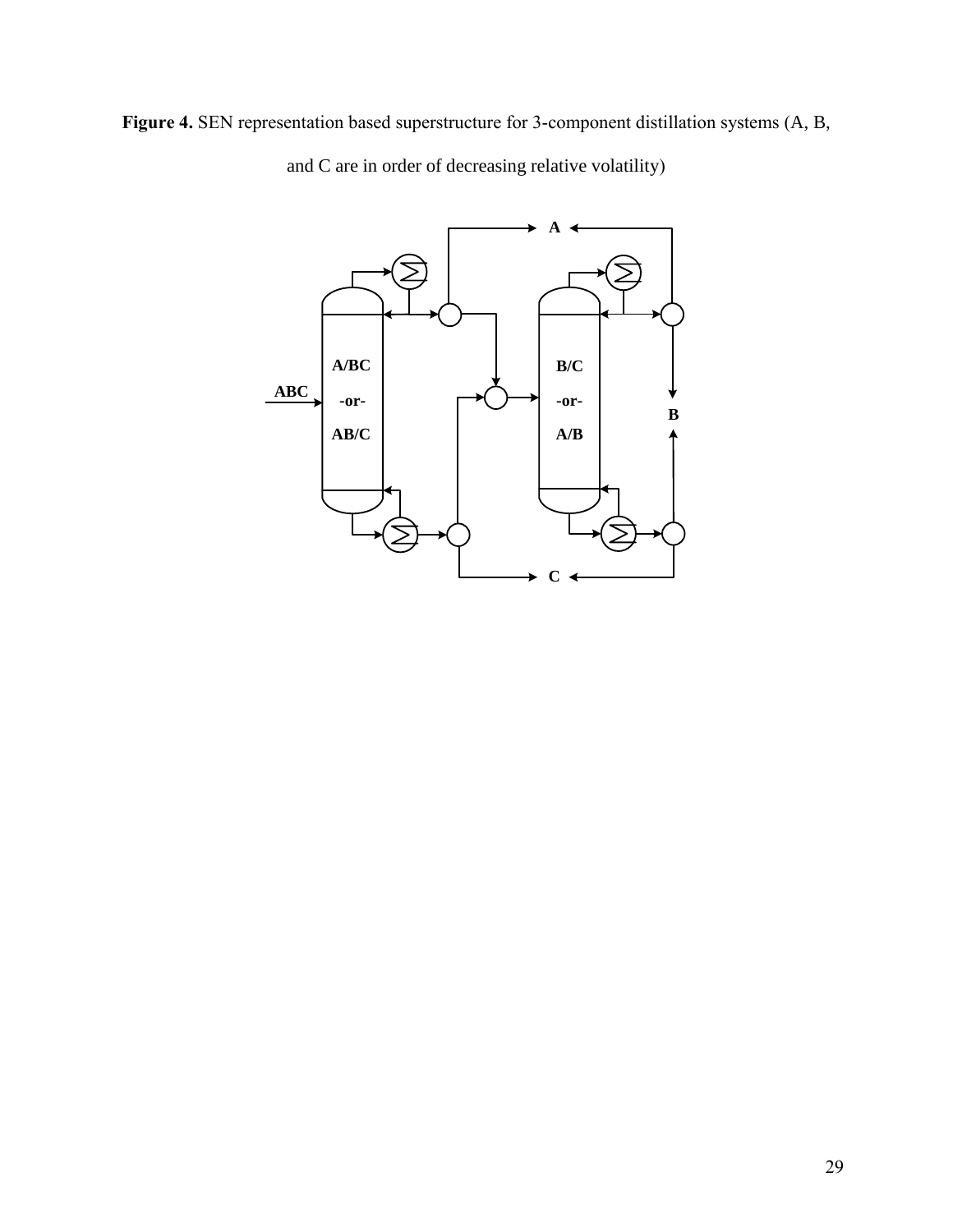**Figure 4.** SEN representation based superstructure for 3-component distillation systems (A, B, and C are in order of decreasing relative volatility)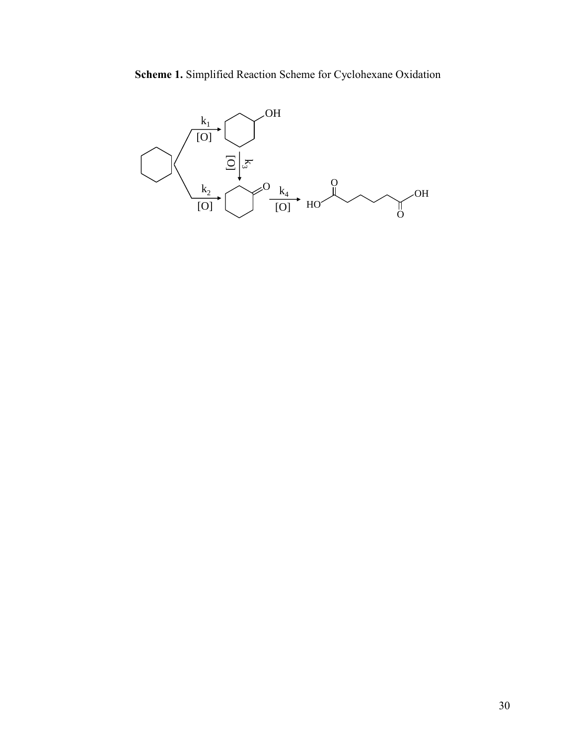**Scheme 1.** Simplified Reaction Scheme for Cyclohexane Oxidation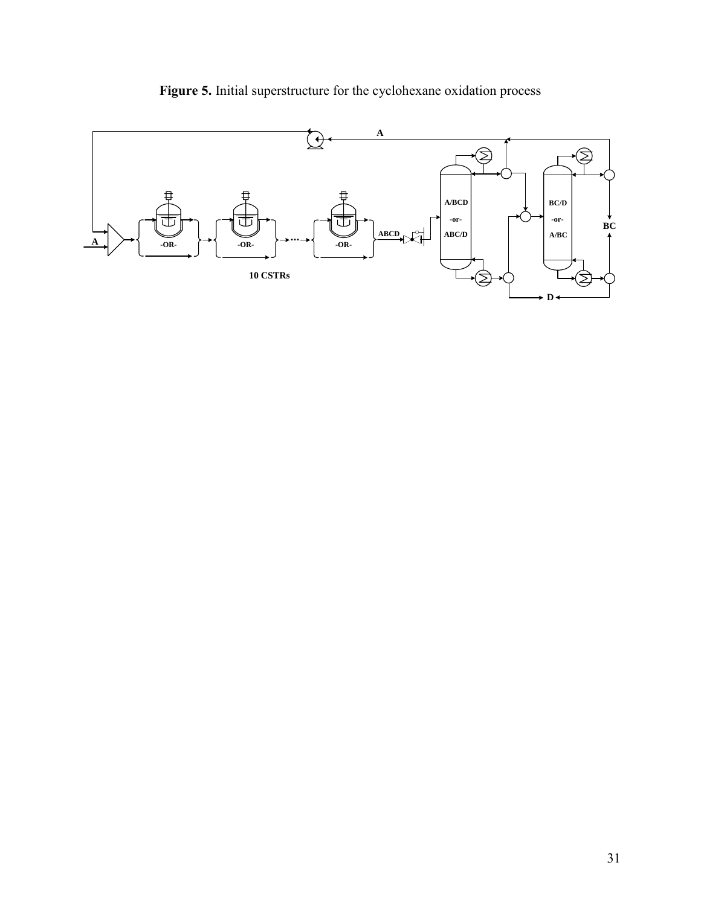**Figure 5.** Initial superstructure for the cyclohexane oxidation process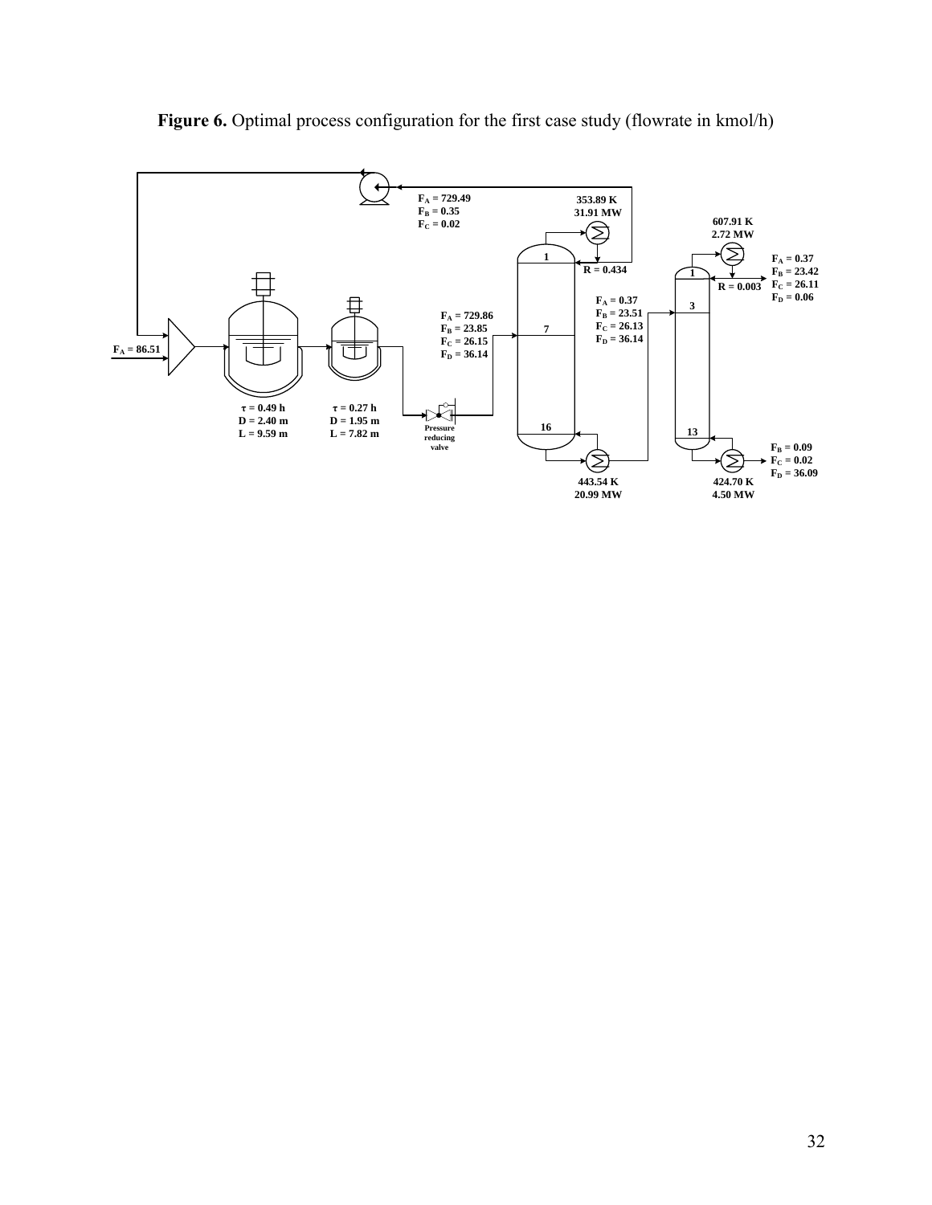**Figure 6.** Optimal process configuration for the first case study (flowrate in kmol/h)

$F_A = 86.51$

$\tau = 0.49$ h
D = 2.40 m
L = 9.59 m

$\tau = 0.27$ h
D = 1.95 m
L = 7.82 m

Pressure reducing valve

$F_A = 729.86$
$F_B = 23.85$
$F_C = 26.15$
$F_D = 36.14$

$F_A = 729.49$
$F_B = 0.35$
$F_C = 0.02$

353.89 K
31.91 MW

R = 0.434

1

7

16

443.54 K
20.99 MW

$F_A = 0.37$
$F_B = 23.51$
$F_C = 26.13$
$F_D = 36.14$

607.91 K
2.72 MW

R = 0.003

1

3

13

$F_A = 0.37$
$F_B = 23.42$
$F_C = 26.11$
$F_D = 0.06$

$F_B = 0.09$
$F_C = 0.02$
$F_D = 36.09$

424.70 K
4.50 MW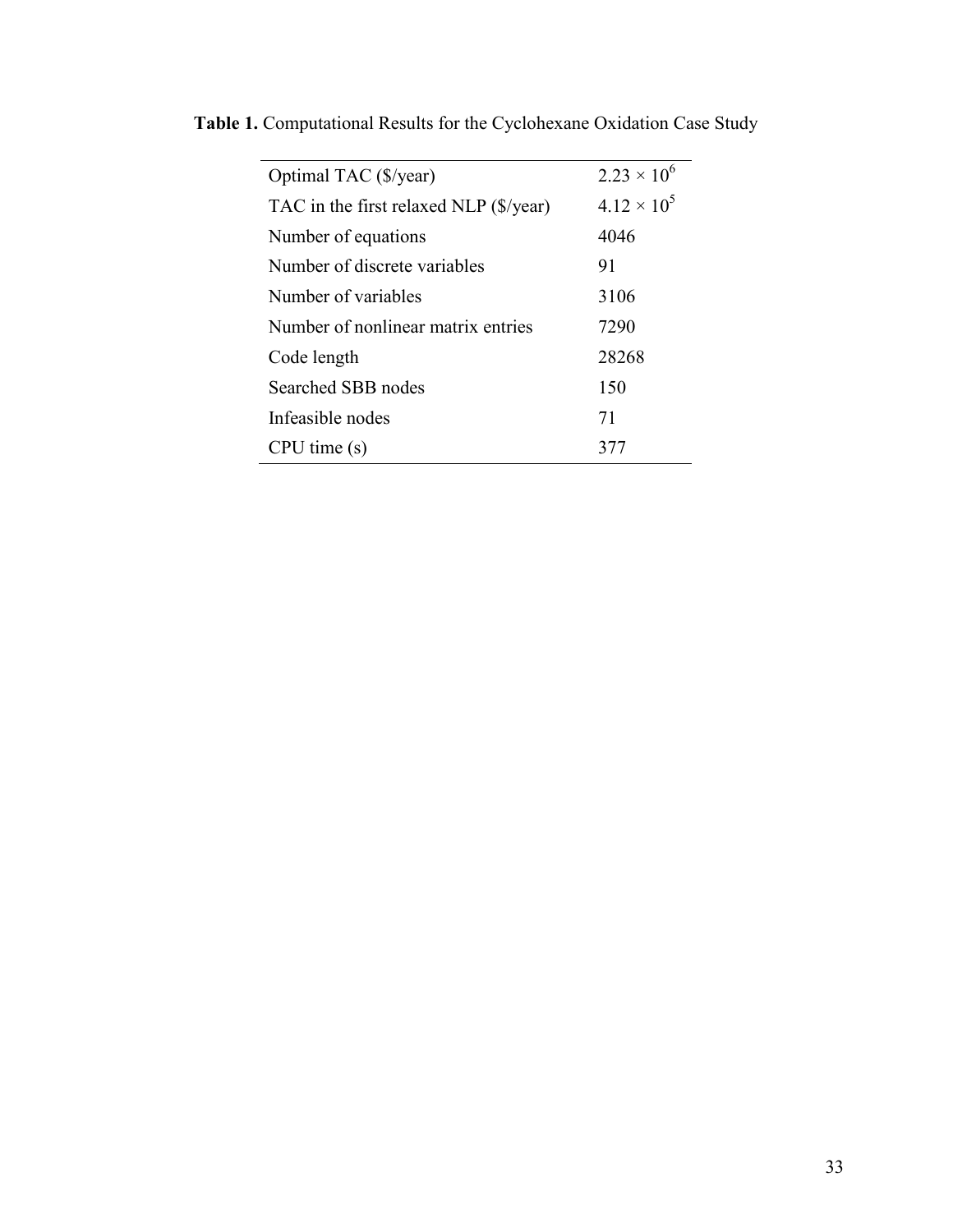**Table 1.** Computational Results for the Cyclohexane Oxidation Case Study

| | |
|---|---|
| Optimal TAC ($/year) | $2.23 \times 10^6$ |
| TAC in the first relaxed NLP ($/year) | $4.12 \times 10^5$ |
| Number of equations | 4046 |
| Number of discrete variables | 91 |
| Number of variables | 3106 |
| Number of nonlinear matrix entries | 7290 |
| Code length | 28268 |
| Searched SBB nodes | 150 |
| Infeasible nodes | 71 |
| CPU time (s) | 377 |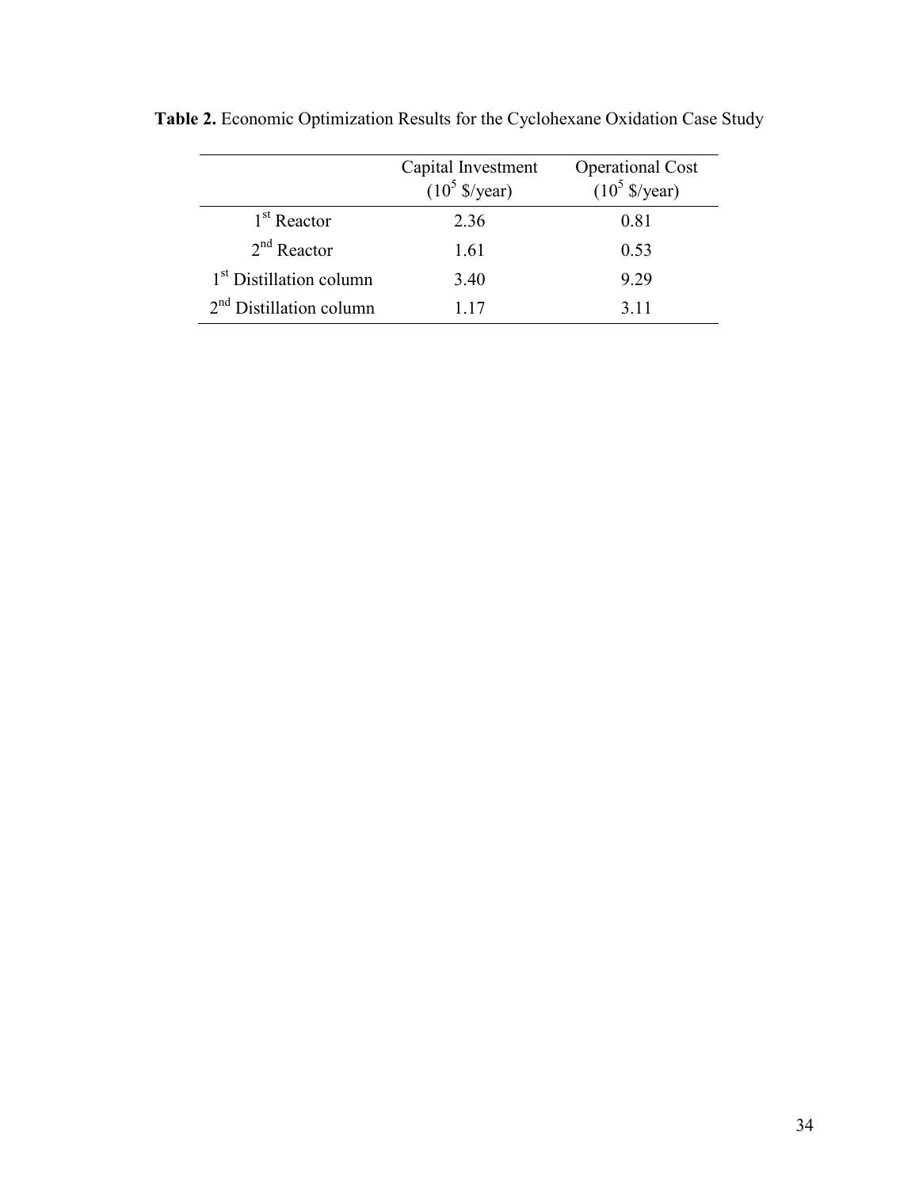**Table 2.** Economic Optimization Results for the Cyclohexane Oxidation Case Study

| | Capital Investment ($10^5$ \$/year) | Operational Cost ($10^5$ \$/year) |
|---|---|---|
| 1st Reactor | 2.36 | 0.81 |
| 2nd Reactor | 1.61 | 0.53 |
| 1st Distillation column | 3.40 | 9.29 |
| 2nd Distillation column | 1.17 | 3.11 |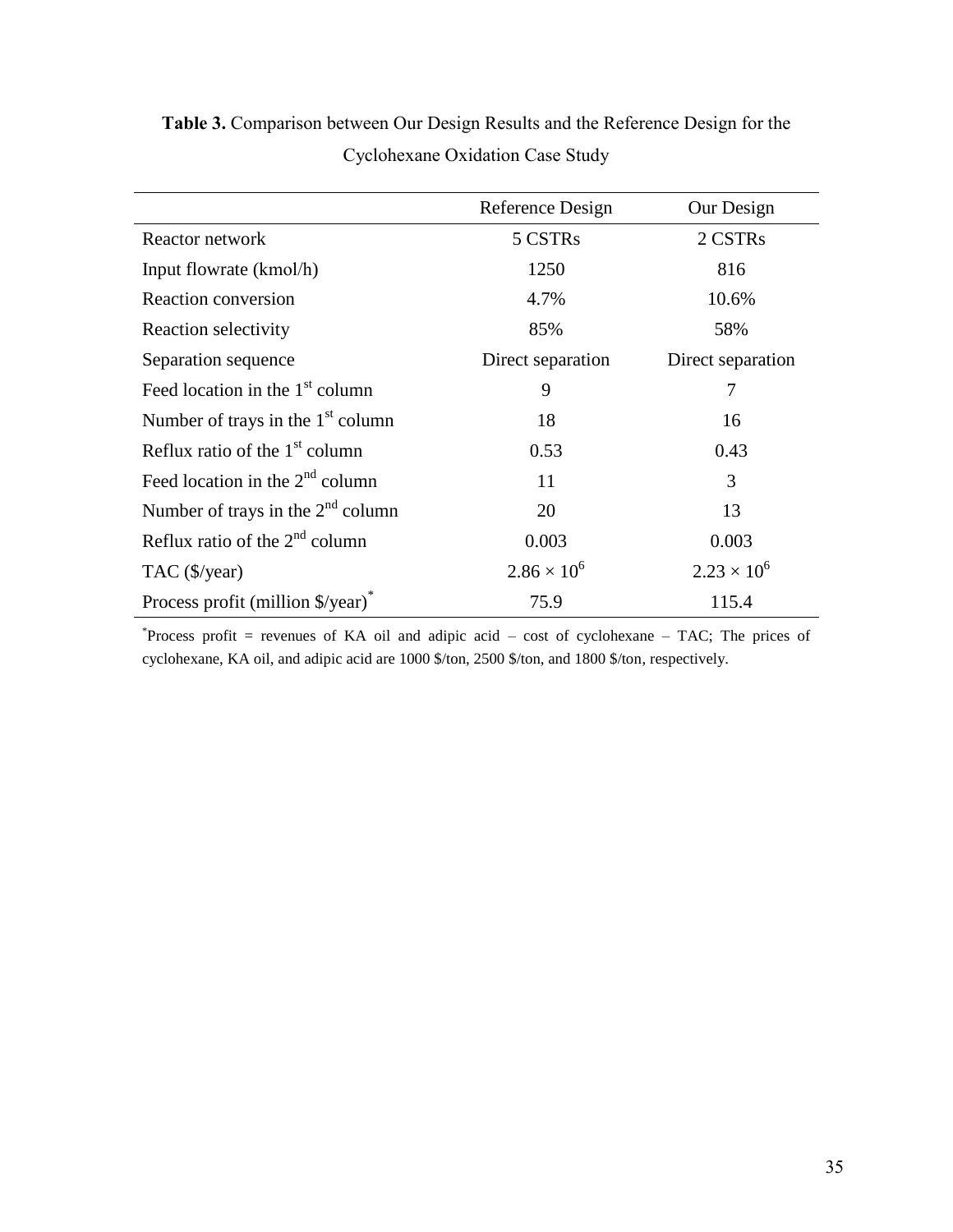**Table 3.** Comparison between Our Design Results and the Reference Design for the Cyclohexane Oxidation Case Study

| | Reference Design | Our Design |
|---|---|---|
| Reactor network | 5 CSTRs | 2 CSTRs |
| Input flowrate (kmol/h) | 1250 | 816 |
| Reaction conversion | 4.7% | 10.6% |
| Reaction selectivity | 85% | 58% |
| Separation sequence | Direct separation | Direct separation |
| Feed location in the 1st column | 9 | 7 |
| Number of trays in the 1st column | 18 | 16 |
| Reflux ratio of the 1st column | 0.53 | 0.43 |
| Feed location in the 2nd column | 11 | 3 |
| Number of trays in the 2nd column | 20 | 13 |
| Reflux ratio of the 2nd column | 0.003 | 0.003 |
| TAC ($/year) | $2.86 \times 10^6$ | $2.23 \times 10^6$ |
| Process profit (million $/year)* | 75.9 | 115.4 |

*Process profit = revenues of KA oil and adipic acid – cost of cyclohexane – TAC; The prices of cyclohexane, KA oil, and adipic acid are 1000 $/ton, 2500 $/ton, and 1800 $/ton, respectively.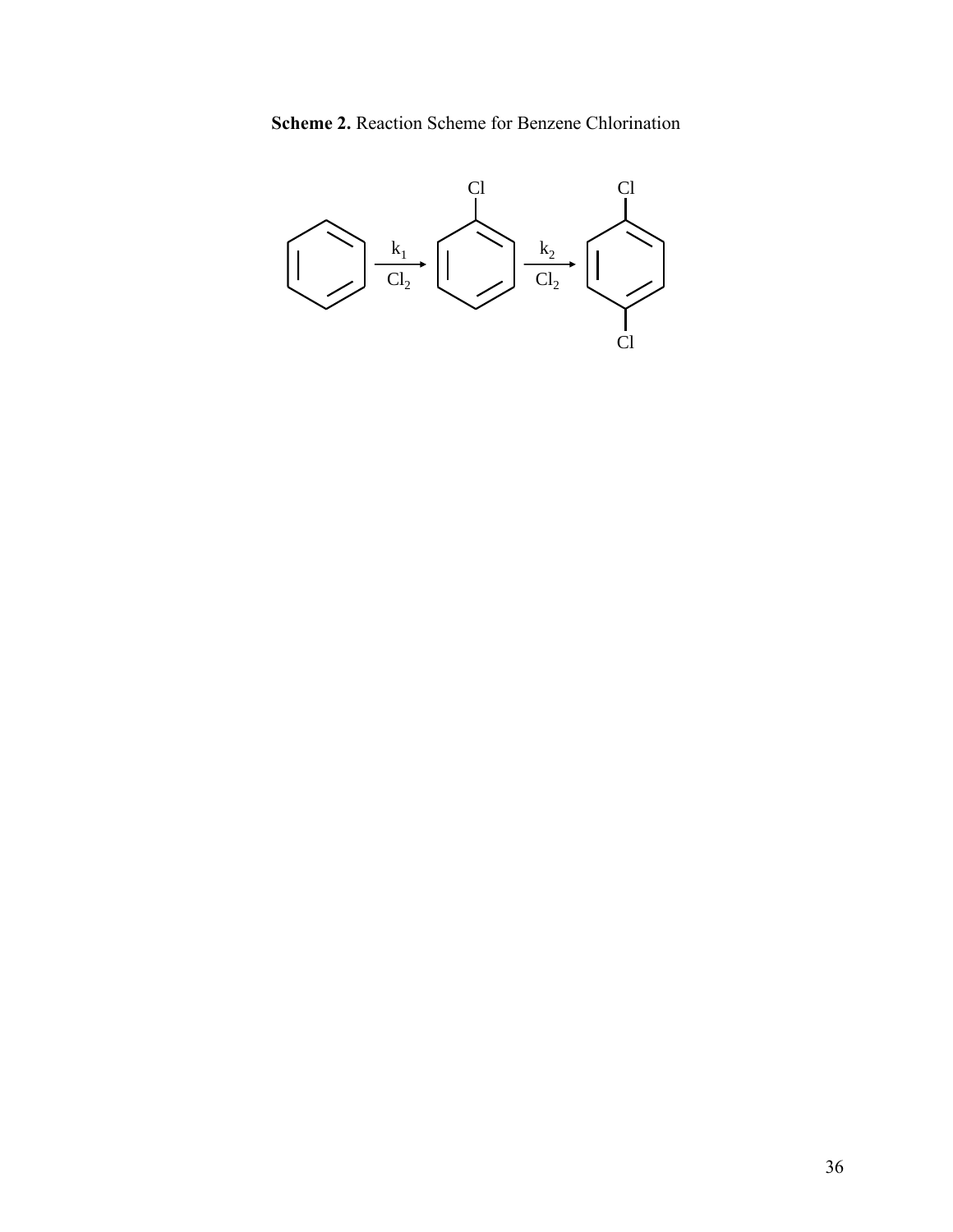**Scheme 2.** Reaction Scheme for Benzene Chlorination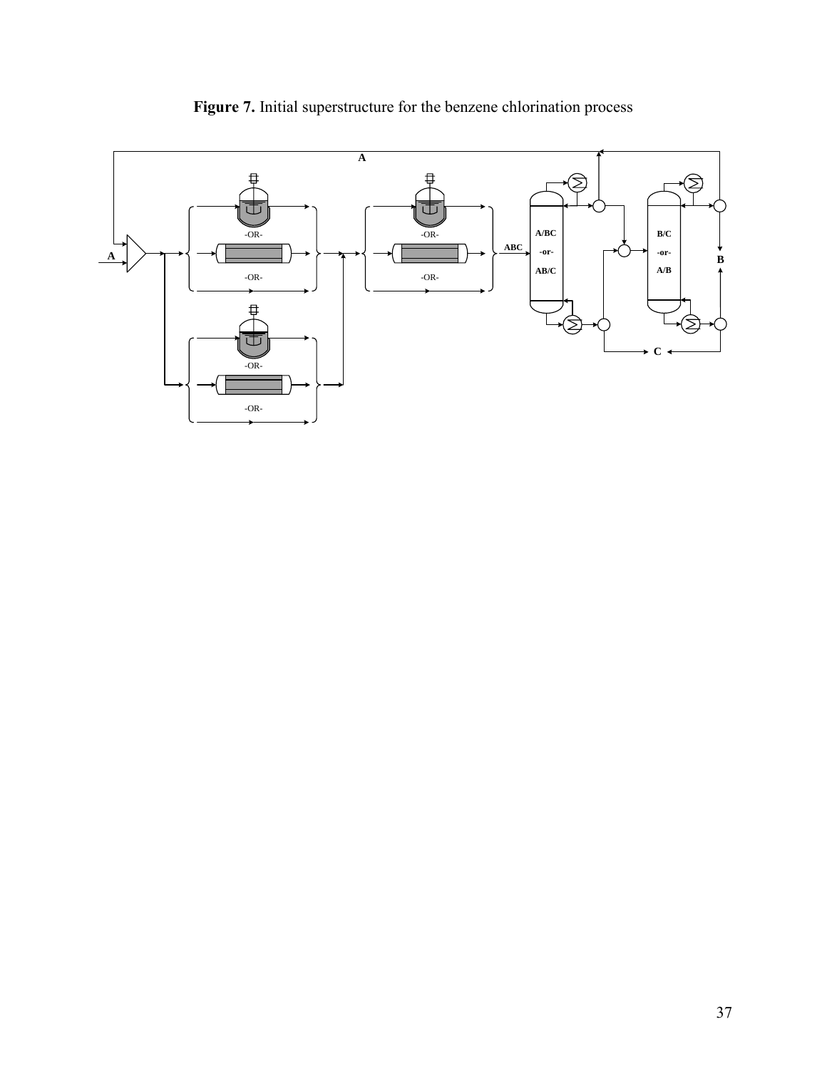**Figure 7.** Initial superstructure for the benzene chlorination process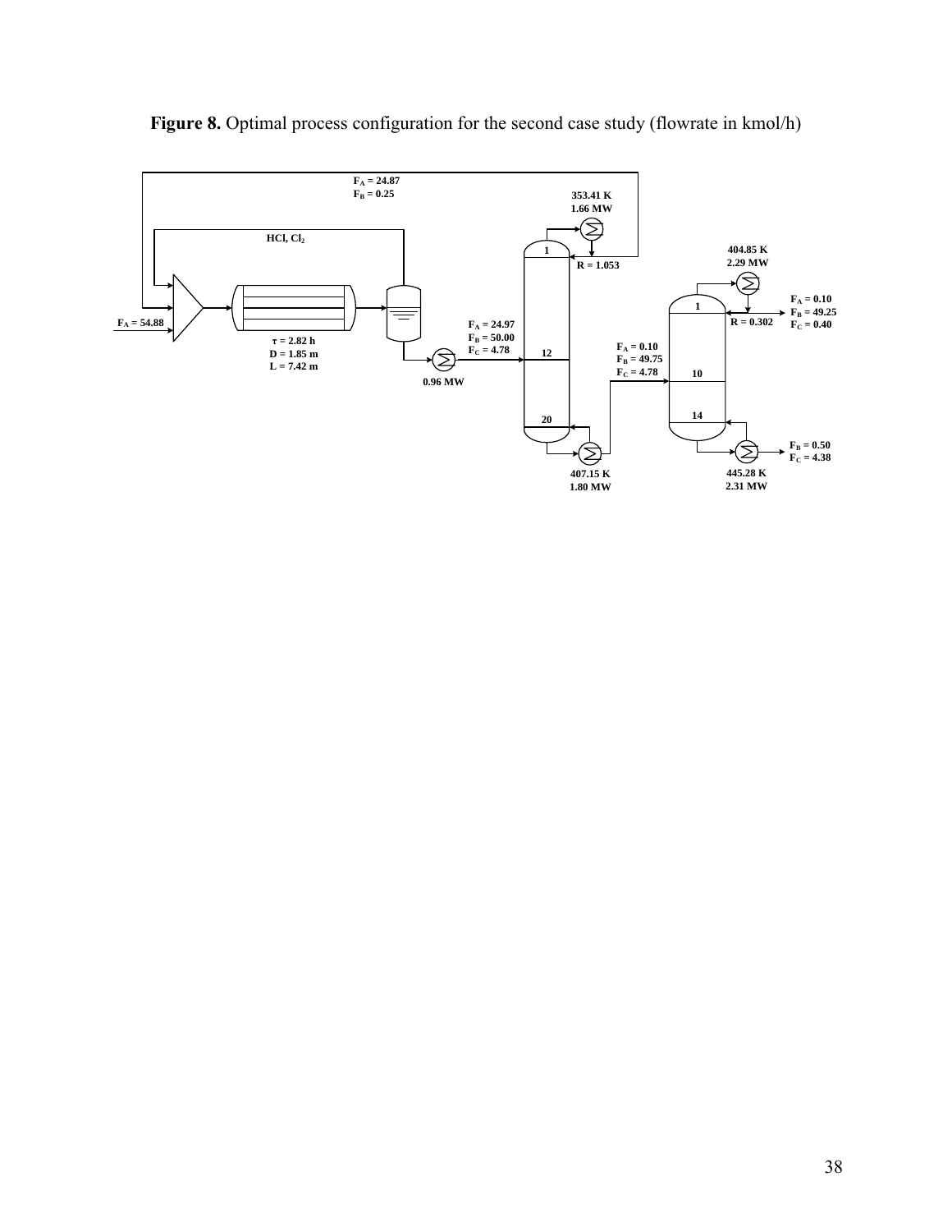**Figure 8.** Optimal process configuration for the second case study (flowrate in kmol/h)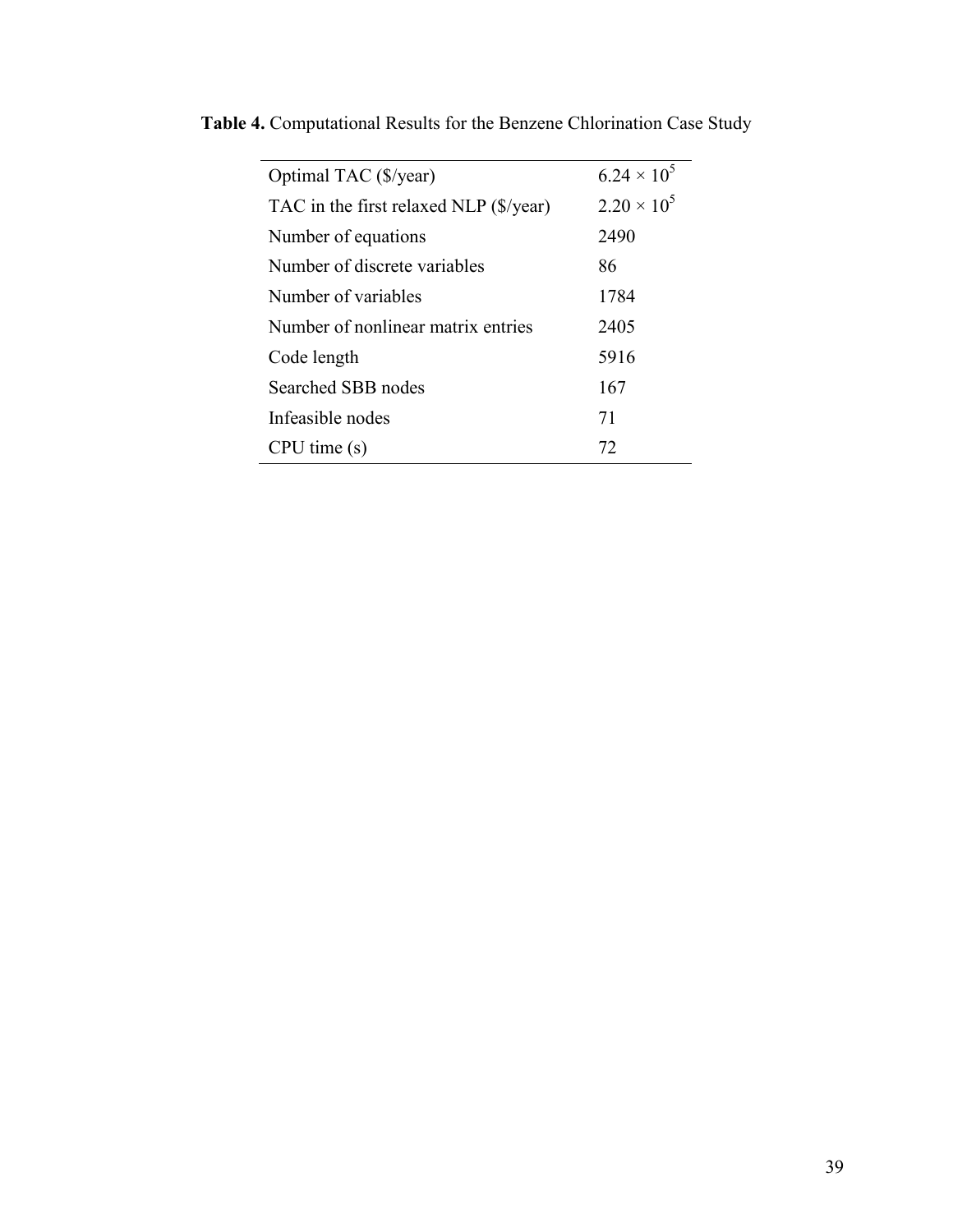**Table 4.** Computational Results for the Benzene Chlorination Case Study

| | |
|---|---|
| Optimal TAC ($/year) | $6.24 \times 10^5$ |
| TAC in the first relaxed NLP ($/year) | $2.20 \times 10^5$ |
| Number of equations | 2490 |
| Number of discrete variables | 86 |
| Number of variables | 1784 |
| Number of nonlinear matrix entries | 2405 |
| Code length | 5916 |
| Searched SBB nodes | 167 |
| Infeasible nodes | 71 |
| CPU time (s) | 72 |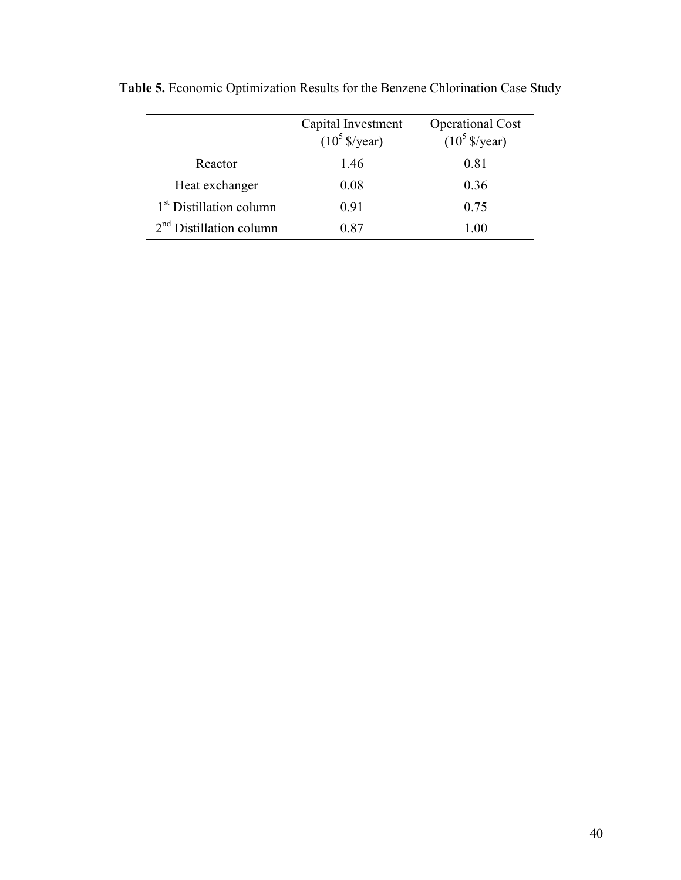**Table 5.** Economic Optimization Results for the Benzene Chlorination Case Study

| | Capital Investment ($10^5$ \$/year) | Operational Cost ($10^5$ \$/year) |
|---|---|---|
| Reactor | 1.46 | 0.81 |
| Heat exchanger | 0.08 | 0.36 |
| 1st Distillation column | 0.91 | 0.75 |
| 2nd Distillation column | 0.87 | 1.00 |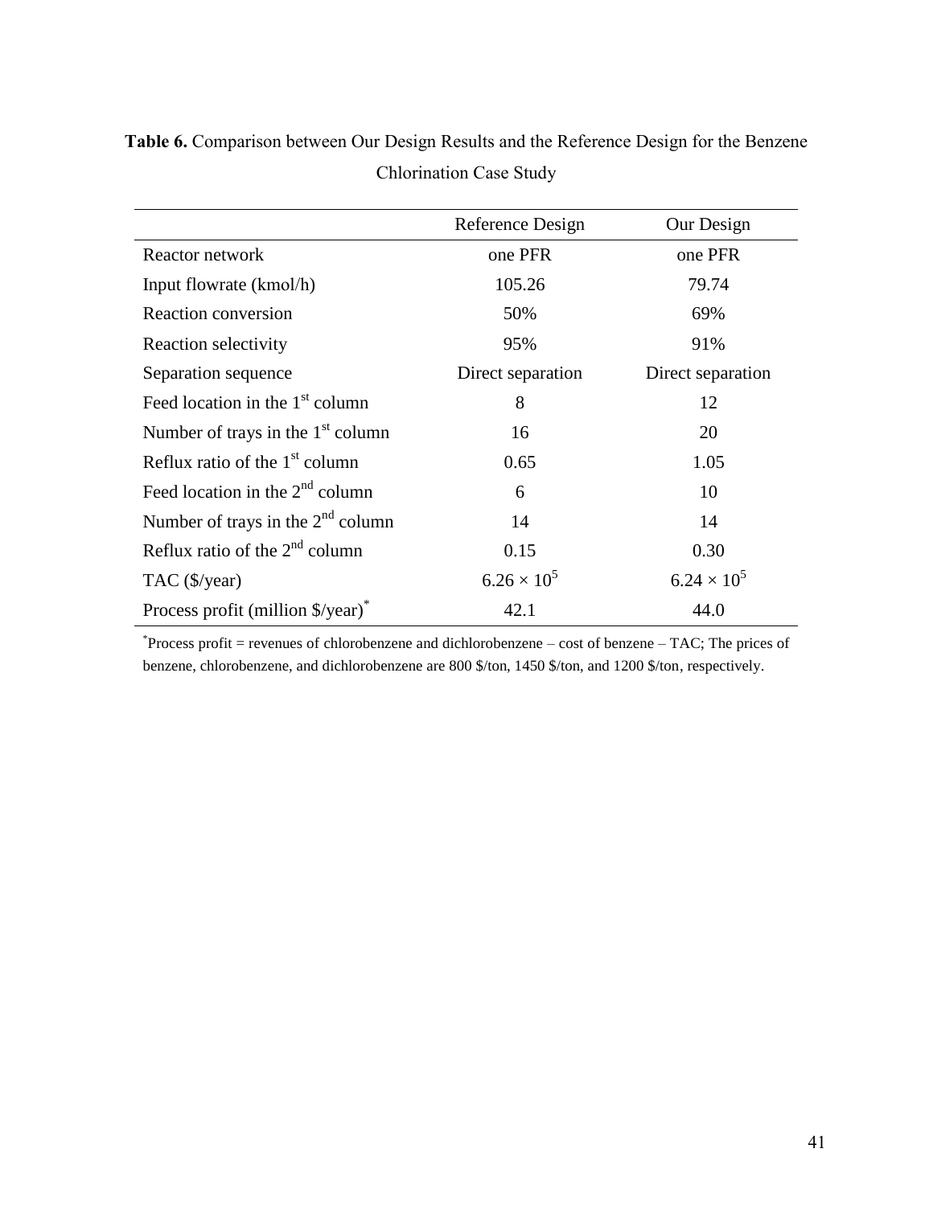**Table 6.** Comparison between Our Design Results and the Reference Design for the Benzene Chlorination Case Study

| | Reference Design | Our Design |
|---|---|---|
| Reactor network | one PFR | one PFR |
| Input flowrate (kmol/h) | 105.26 | 79.74 |
| Reaction conversion | 50% | 69% |
| Reaction selectivity | 95% | 91% |
| Separation sequence | Direct separation | Direct separation |
| Feed location in the 1st column | 8 | 12 |
| Number of trays in the 1st column | 16 | 20 |
| Reflux ratio of the 1st column | 0.65 | 1.05 |
| Feed location in the 2nd column | 6 | 10 |
| Number of trays in the 2nd column | 14 | 14 |
| Reflux ratio of the 2nd column | 0.15 | 0.30 |
| TAC ($/year) | $6.26 \times 10^5$ | $6.24 \times 10^5$ |
| Process profit (million $/year)* | 42.1 | 44.0 |

*Process profit = revenues of chlorobenzene and dichlorobenzene – cost of benzene – TAC; The prices of benzene, chlorobenzene, and dichlorobenzene are 800 $/ton, 1450 $/ton, and 1200 $/ton, respectively.